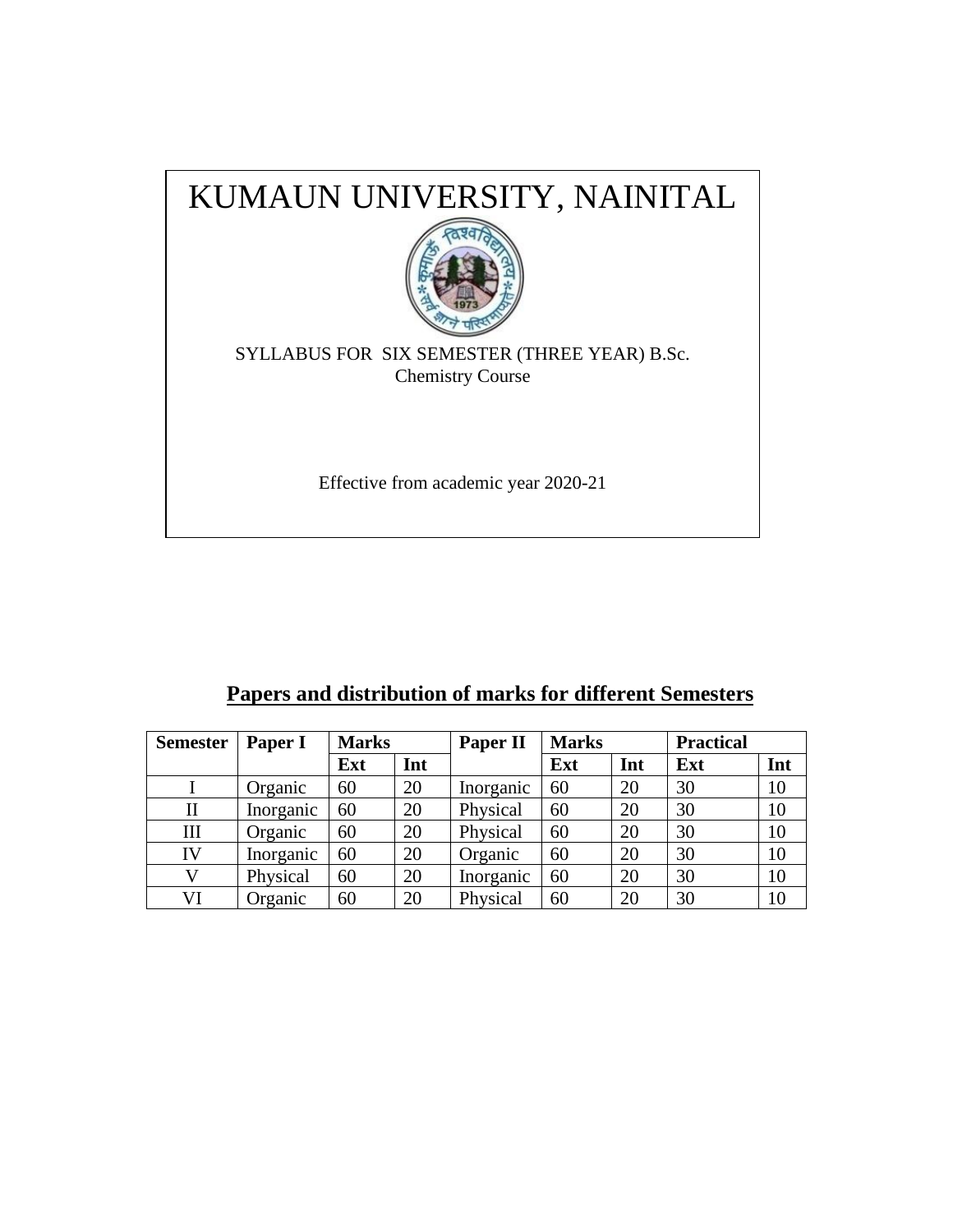# KUMAUN UNIVERSITY, NAINITAL

SYLLABUS FOR SIX SEMESTER (THREE YEAR) B.Sc.
Chemistry Course

Effective from academic year 2020-21

## Papers and distribution of marks for different Semesters

| Semester | Paper I | Marks | | Paper II | Marks | | Practical | |
|---|---|---|---|---|---|---|---|---|
| | | Ext | Int | | Ext | Int | Ext | Int |
| I | Organic | 60 | 20 | Inorganic | 60 | 20 | 30 | 10 |
| II | Inorganic | 60 | 20 | Physical | 60 | 20 | 30 | 10 |
| III | Organic | 60 | 20 | Physical | 60 | 20 | 30 | 10 |
| IV | Inorganic | 60 | 20 | Organic | 60 | 20 | 30 | 10 |
| V | Physical | 60 | 20 | Inorganic | 60 | 20 | 30 | 10 |
| VI | Organic | 60 | 20 | Physical | 60 | 20 | 30 | 10 |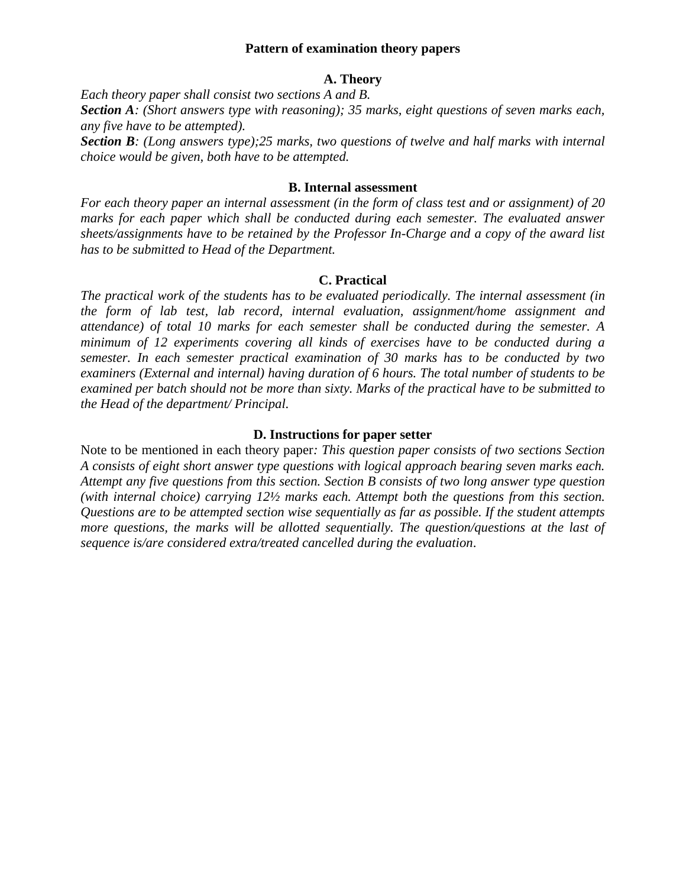## Pattern of examination theory papers

### A. Theory

*Each theory paper shall consist two sections A and B.*

***Section A**: (Short answers type with reasoning); 35 marks, eight questions of seven marks each, any five have to be attempted).*

***Section B**: (Long answers type);25 marks, two questions of twelve and half marks with internal choice would be given, both have to be attempted.*

### B. Internal assessment

*For each theory paper an internal assessment (in the form of class test and or assignment) of 20 marks for each paper which shall be conducted during each semester. The evaluated answer sheets/assignments have to be retained by the Professor In-Charge and a copy of the award list has to be submitted to Head of the Department.*

### C. Practical

*The practical work of the students has to be evaluated periodically. The internal assessment (in the form of lab test, lab record, internal evaluation, assignment/home assignment and attendance) of total 10 marks for each semester shall be conducted during the semester. A minimum of 12 experiments covering all kinds of exercises have to be conducted during a semester. In each semester practical examination of 30 marks has to be conducted by two examiners (External and internal) having duration of 6 hours. The total number of students to be examined per batch should not be more than sixty. Marks of the practical have to be submitted to the Head of the department/ Principal.*

### D. Instructions for paper setter

Note to be mentioned in each theory paper*: This question paper consists of two sections Section A consists of eight short answer type questions with logical approach bearing seven marks each. Attempt any five questions from this section. Section B consists of two long answer type question (with internal choice) carrying 12½ marks each. Attempt both the questions from this section. Questions are to be attempted section wise sequentially as far as possible. If the student attempts more questions, the marks will be allotted sequentially. The question/questions at the last of sequence is/are considered extra/treated cancelled during the evaluation*.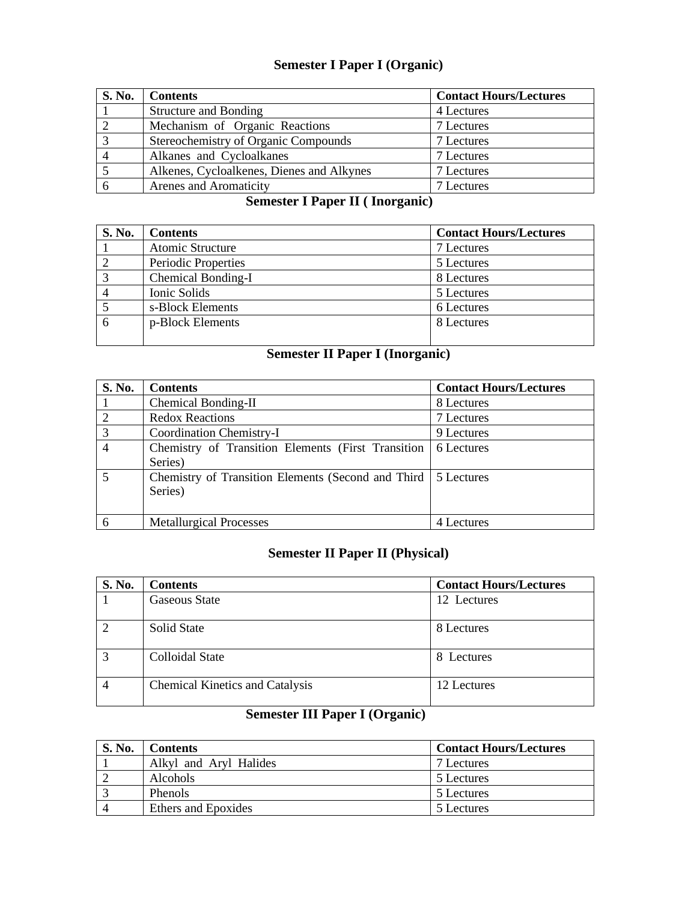## Semester I Paper I (Organic)

| S. No. | Contents | Contact Hours/Lectures |
|---|---|---|
| 1 | Structure and Bonding | 4 Lectures |
| 2 | Mechanism of Organic Reactions | 7 Lectures |
| 3 | Stereochemistry of Organic Compounds | 7 Lectures |
| 4 | Alkanes and Cycloalkanes | 7 Lectures |
| 5 | Alkenes, Cycloalkenes, Dienes and Alkynes | 7 Lectures |
| 6 | Arenes and Aromaticity | 7 Lectures |

## Semester I Paper II ( Inorganic)

| S. No. | Contents | Contact Hours/Lectures |
|---|---|---|
| 1 | Atomic Structure | 7 Lectures |
| 2 | Periodic Properties | 5 Lectures |
| 3 | Chemical Bonding-I | 8 Lectures |
| 4 | Ionic Solids | 5 Lectures |
| 5 | s-Block Elements | 6 Lectures |
| 6 | p-Block Elements | 8 Lectures |

## Semester II Paper I (Inorganic)

| S. No. | Contents | Contact Hours/Lectures |
|---|---|---|
| 1 | Chemical Bonding-II | 8 Lectures |
| 2 | Redox Reactions | 7 Lectures |
| 3 | Coordination Chemistry-I | 9 Lectures |
| 4 | Chemistry of Transition Elements (First Transition Series) | 6 Lectures |
| 5 | Chemistry of Transition Elements (Second and Third Series) | 5 Lectures |
| 6 | Metallurgical Processes | 4 Lectures |

## Semester II Paper II (Physical)

| S. No. | Contents | Contact Hours/Lectures |
|---|---|---|
| 1 | Gaseous State | 12 Lectures |
| 2 | Solid State | 8 Lectures |
| 3 | Colloidal State | 8 Lectures |
| 4 | Chemical Kinetics and Catalysis | 12 Lectures |

## Semester III Paper I (Organic)

| S. No. | Contents | Contact Hours/Lectures |
|---|---|---|
| 1 | Alkyl and Aryl Halides | 7 Lectures |
| 2 | Alcohols | 5 Lectures |
| 3 | Phenols | 5 Lectures |
| 4 | Ethers and Epoxides | 5 Lectures |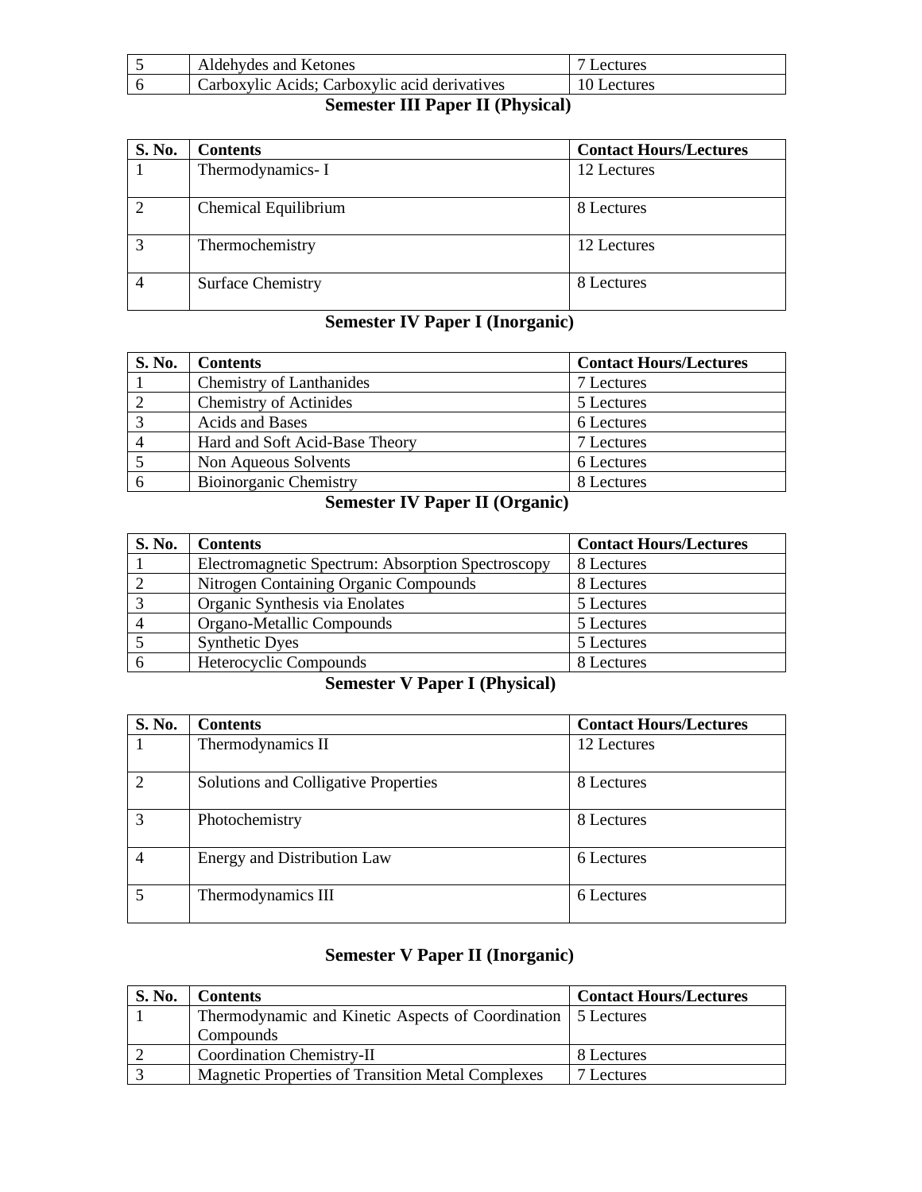| 5 | Aldehydes and Ketones | 7 Lectures |
|---|---|---|
| 6 | Carboxylic Acids; Carboxylic acid derivatives | 10 Lectures |

## Semester III Paper II (Physical)

| S. No. | Contents | Contact Hours/Lectures |
|---|---|---|
| 1 | Thermodynamics- I | 12 Lectures |
| 2 | Chemical Equilibrium | 8 Lectures |
| 3 | Thermochemistry | 12 Lectures |
| 4 | Surface Chemistry | 8 Lectures |

## Semester IV Paper I (Inorganic)

| S. No. | Contents | Contact Hours/Lectures |
|---|---|---|
| 1 | Chemistry of Lanthanides | 7 Lectures |
| 2 | Chemistry of Actinides | 5 Lectures |
| 3 | Acids and Bases | 6 Lectures |
| 4 | Hard and Soft Acid-Base Theory | 7 Lectures |
| 5 | Non Aqueous Solvents | 6 Lectures |
| 6 | Bioinorganic Chemistry | 8 Lectures |

## Semester IV Paper II (Organic)

| S. No. | Contents | Contact Hours/Lectures |
|---|---|---|
| 1 | Electromagnetic Spectrum: Absorption Spectroscopy | 8 Lectures |
| 2 | Nitrogen Containing Organic Compounds | 8 Lectures |
| 3 | Organic Synthesis via Enolates | 5 Lectures |
| 4 | Organo-Metallic Compounds | 5 Lectures |
| 5 | Synthetic Dyes | 5 Lectures |
| 6 | Heterocyclic Compounds | 8 Lectures |

## Semester V Paper I (Physical)

| S. No. | Contents | Contact Hours/Lectures |
|---|---|---|
| 1 | Thermodynamics II | 12 Lectures |
| 2 | Solutions and Colligative Properties | 8 Lectures |
| 3 | Photochemistry | 8 Lectures |
| 4 | Energy and Distribution Law | 6 Lectures |
| 5 | Thermodynamics III | 6 Lectures |

## Semester V Paper II (Inorganic)

| S. No. | Contents | Contact Hours/Lectures |
|---|---|---|
| 1 | Thermodynamic and Kinetic Aspects of Coordination Compounds | 5 Lectures |
| 2 | Coordination Chemistry-II | 8 Lectures |
| 3 | Magnetic Properties of Transition Metal Complexes | 7 Lectures |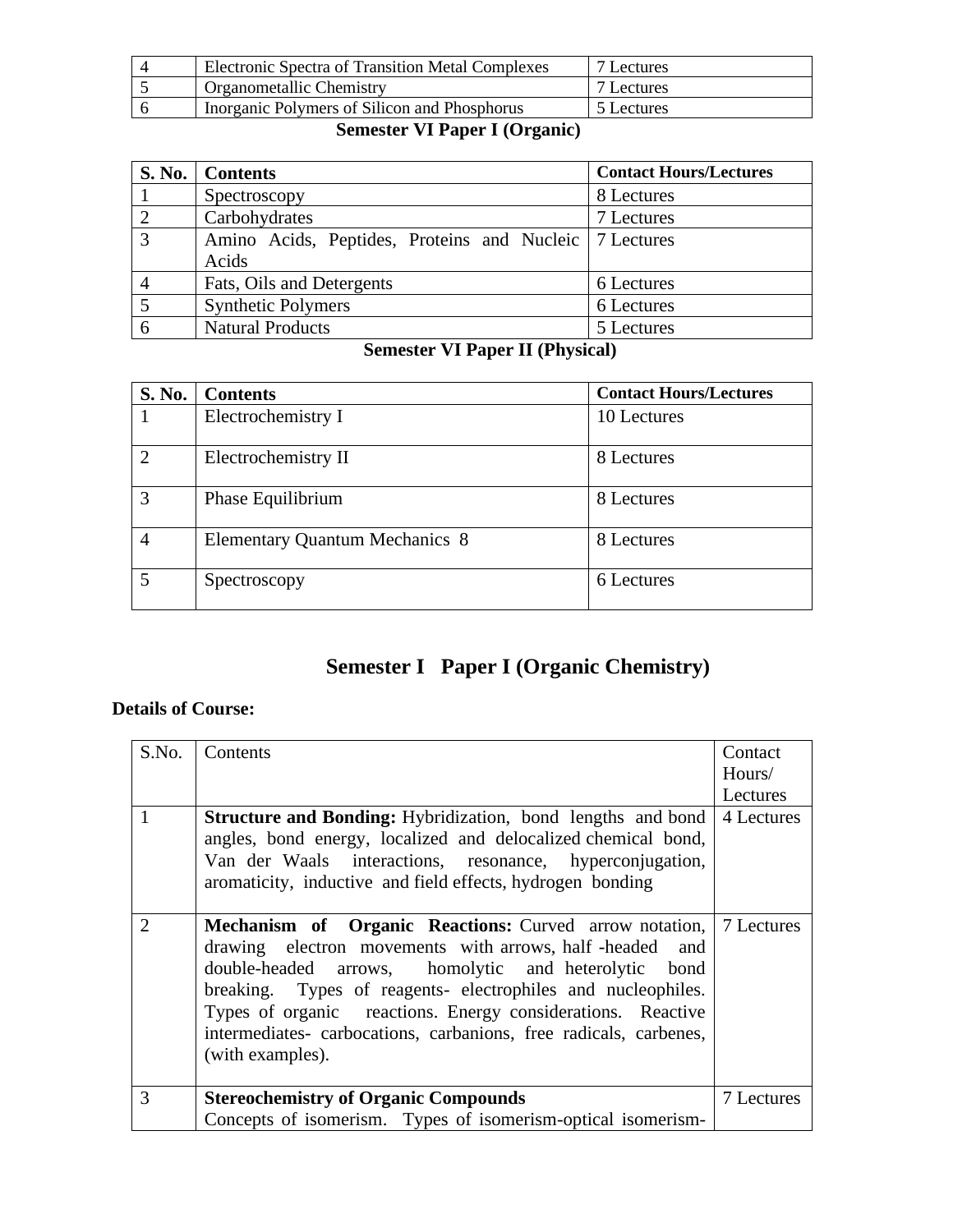| 4 | Electronic Spectra of Transition Metal Complexes | 7 Lectures |
|---|---|---|
| 5 | Organometallic Chemistry | 7 Lectures |
| 6 | Inorganic Polymers of Silicon and Phosphorus | 5 Lectures |

**Semester VI Paper I (Organic)**

| S. No. | Contents | Contact Hours/Lectures |
|---|---|---|
| 1 | Spectroscopy | 8 Lectures |
| 2 | Carbohydrates | 7 Lectures |
| 3 | Amino Acids, Peptides, Proteins and Nucleic Acids | 7 Lectures |
| 4 | Fats, Oils and Detergents | 6 Lectures |
| 5 | Synthetic Polymers | 6 Lectures |
| 6 | Natural Products | 5 Lectures |

**Semester VI Paper II (Physical)**

| S. No. | Contents | Contact Hours/Lectures |
|---|---|---|
| 1 | Electrochemistry I | 10 Lectures |
| 2 | Electrochemistry II | 8 Lectures |
| 3 | Phase Equilibrium | 8 Lectures |
| 4 | Elementary Quantum Mechanics 8 | 8 Lectures |
| 5 | Spectroscopy | 6 Lectures |

## Semester I Paper I (Organic Chemistry)

**Details of Course:**

| S.No. | Contents | Contact Hours/ Lectures |
|---|---|---|
| 1 | **Structure and Bonding:** Hybridization, bond lengths and bond angles, bond energy, localized and delocalized chemical bond, Van der Waals interactions, resonance, hyperconjugation, aromaticity, inductive and field effects, hydrogen bonding | 4 Lectures |
| 2 | **Mechanism of Organic Reactions:** Curved arrow notation, drawing electron movements with arrows, half -headed and double-headed arrows, homolytic and heterolytic bond breaking. Types of reagents- electrophiles and nucleophiles. Types of organic reactions. Energy considerations. Reactive intermediates- carbocations, carbanions, free radicals, carbenes, (with examples). | 7 Lectures |
| 3 | **Stereochemistry of Organic Compounds** Concepts of isomerism. Types of isomerism-optical isomerism- | 7 Lectures |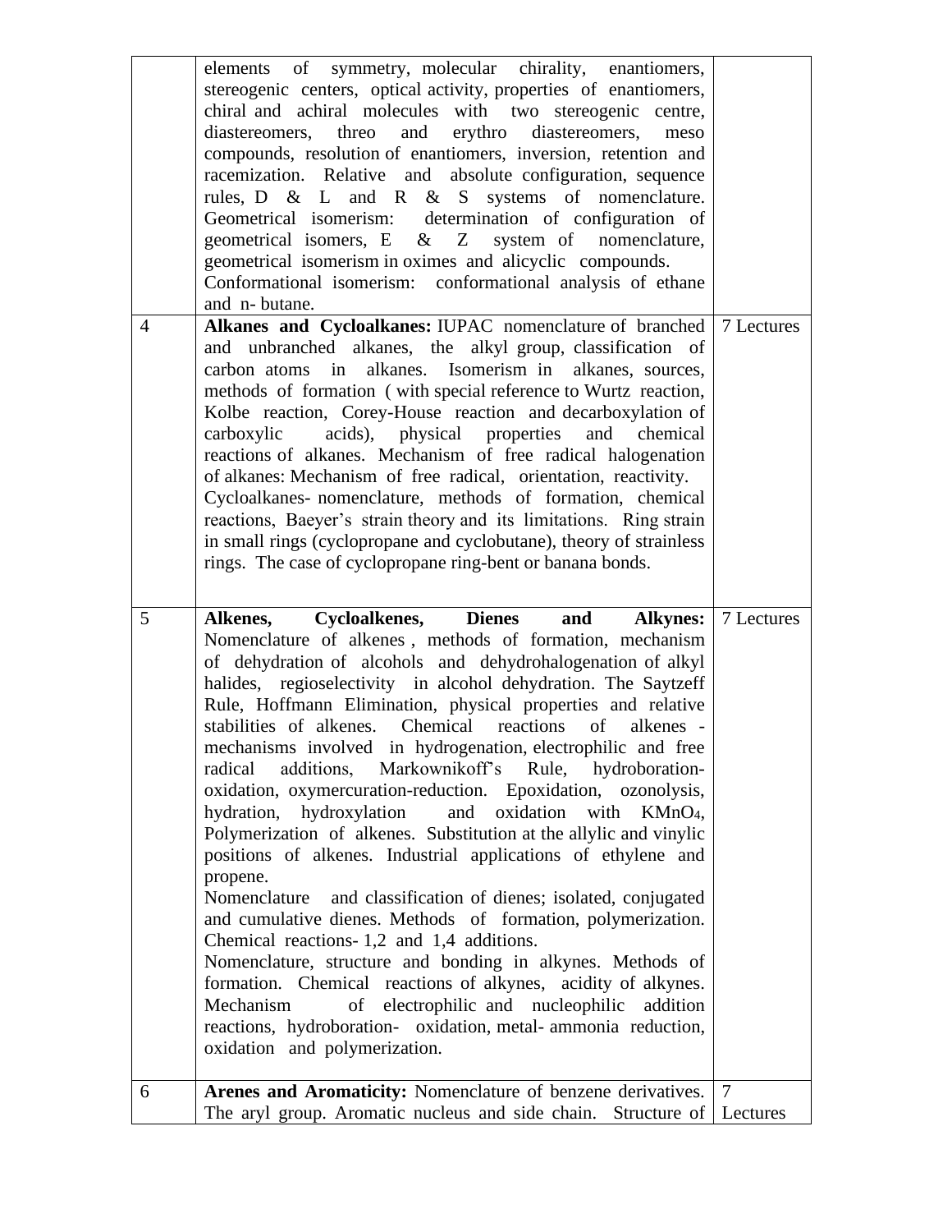|  |  |  |
| --- | --- | --- |
|  | elements of symmetry, molecular chirality, enantiomers, stereogenic centers, optical activity, properties of enantiomers, chiral and achiral molecules with two stereogenic centre, diastereomers, threo and erythro diastereomers, meso compounds, resolution of enantiomers, inversion, retention and racemization. Relative and absolute configuration, sequence rules, D & L and R & S systems of nomenclature. Geometrical isomerism: determination of configuration of geometrical isomers, E & Z system of nomenclature, geometrical isomerism in oximes and alicyclic compounds. Conformational isomerism: conformational analysis of ethane and n- butane. |  |
| 4 | **Alkanes and Cycloalkanes:** IUPAC nomenclature of branched and unbranched alkanes, the alkyl group, classification of carbon atoms in alkanes. Isomerism in alkanes, sources, methods of formation ( with special reference to Wurtz reaction, Kolbe reaction, Corey-House reaction and decarboxylation of carboxylic acids), physical properties and chemical reactions of alkanes. Mechanism of free radical halogenation of alkanes: Mechanism of free radical, orientation, reactivity. Cycloalkanes- nomenclature, methods of formation, chemical reactions, Baeyer's strain theory and its limitations. Ring strain in small rings (cyclopropane and cyclobutane), theory of strainless rings. The case of cyclopropane ring-bent or banana bonds. | 7 Lectures |
| 5 | **Alkenes, Cycloalkenes, Dienes and Alkynes:** Nomenclature of alkenes , methods of formation, mechanism of dehydration of alcohols and dehydrohalogenation of alkyl halides, regioselectivity in alcohol dehydration. The Saytzeff Rule, Hoffmann Elimination, physical properties and relative stabilities of alkenes. Chemical reactions of alkenes - mechanisms involved in hydrogenation, electrophilic and free radical additions, Markownikoff's Rule, hydroboration-oxidation, oxymercuration-reduction. Epoxidation, ozonolysis, hydration, hydroxylation and oxidation with $KMnO_4$, Polymerization of alkenes. Substitution at the allylic and vinylic positions of alkenes. Industrial applications of ethylene and propene. Nomenclature and classification of dienes; isolated, conjugated and cumulative dienes. Methods of formation, polymerization. Chemical reactions- 1,2 and 1,4 additions. Nomenclature, structure and bonding in alkynes. Methods of formation. Chemical reactions of alkynes, acidity of alkynes. Mechanism of electrophilic and nucleophilic addition reactions, hydroboration- oxidation, metal- ammonia reduction, oxidation and polymerization. | 7 Lectures |
| 6 | **Arenes and Aromaticity:** Nomenclature of benzene derivatives. The aryl group. Aromatic nucleus and side chain. Structure of | 7 Lectures |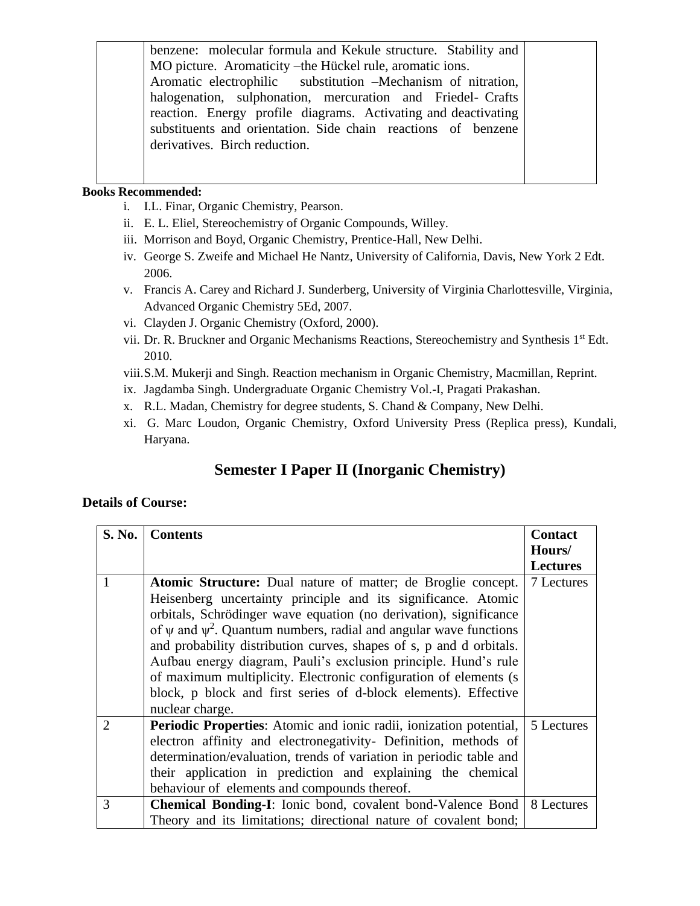| | | |
|---|---|---|
| | benzene: molecular formula and Kekule structure. Stability and MO picture. Aromaticity –the Hückel rule, aromatic ions. Aromatic electrophilic substitution –Mechanism of nitration, halogenation, sulphonation, mercuration and Friedel- Crafts reaction. Energy profile diagrams. Activating and deactivating substituents and orientation. Side chain reactions of benzene derivatives. Birch reduction. | |

**Books Recommended:**

i. I.L. Finar, Organic Chemistry, Pearson.
ii. E. L. Eliel, Stereochemistry of Organic Compounds, Willey.
iii. Morrison and Boyd, Organic Chemistry, Prentice-Hall, New Delhi.
iv. George S. Zweife and Michael He Nantz, University of California, Davis, New York 2 Edt. 2006.
v. Francis A. Carey and Richard J. Sunderberg, University of Virginia Charlottesville, Virginia, Advanced Organic Chemistry 5Ed, 2007.
vi. Clayden J. Organic Chemistry (Oxford, 2000).
vii. Dr. R. Bruckner and Organic Mechanisms Reactions, Stereochemistry and Synthesis 1st Edt. 2010.
viii. S.M. Mukerji and Singh. Reaction mechanism in Organic Chemistry, Macmillan, Reprint.
ix. Jagdamba Singh. Undergraduate Organic Chemistry Vol.-I, Pragati Prakashan.
x. R.L. Madan, Chemistry for degree students, S. Chand & Company, New Delhi.
xi. G. Marc Loudon, Organic Chemistry, Oxford University Press (Replica press), Kundali, Haryana.

## Semester I Paper II (Inorganic Chemistry)

**Details of Course:**

| S. No. | Contents | Contact Hours/ Lectures |
|---|---|---|
| 1 | **Atomic Structure:** Dual nature of matter; de Broglie concept. Heisenberg uncertainty principle and its significance. Atomic orbitals, Schrödinger wave equation (no derivation), significance of $\psi$ and $\psi^2$. Quantum numbers, radial and angular wave functions and probability distribution curves, shapes of s, p and d orbitals. Aufbau energy diagram, Pauli's exclusion principle. Hund's rule of maximum multiplicity. Electronic configuration of elements (s block, p block and first series of d-block elements). Effective nuclear charge. | 7 Lectures |
| 2 | **Periodic Properties**: Atomic and ionic radii, ionization potential, electron affinity and electronegativity- Definition, methods of determination/evaluation, trends of variation in periodic table and their application in prediction and explaining the chemical behaviour of elements and compounds thereof. | 5 Lectures |
| 3 | **Chemical Bonding-I**: Ionic bond, covalent bond-Valence Bond Theory and its limitations; directional nature of covalent bond; | 8 Lectures |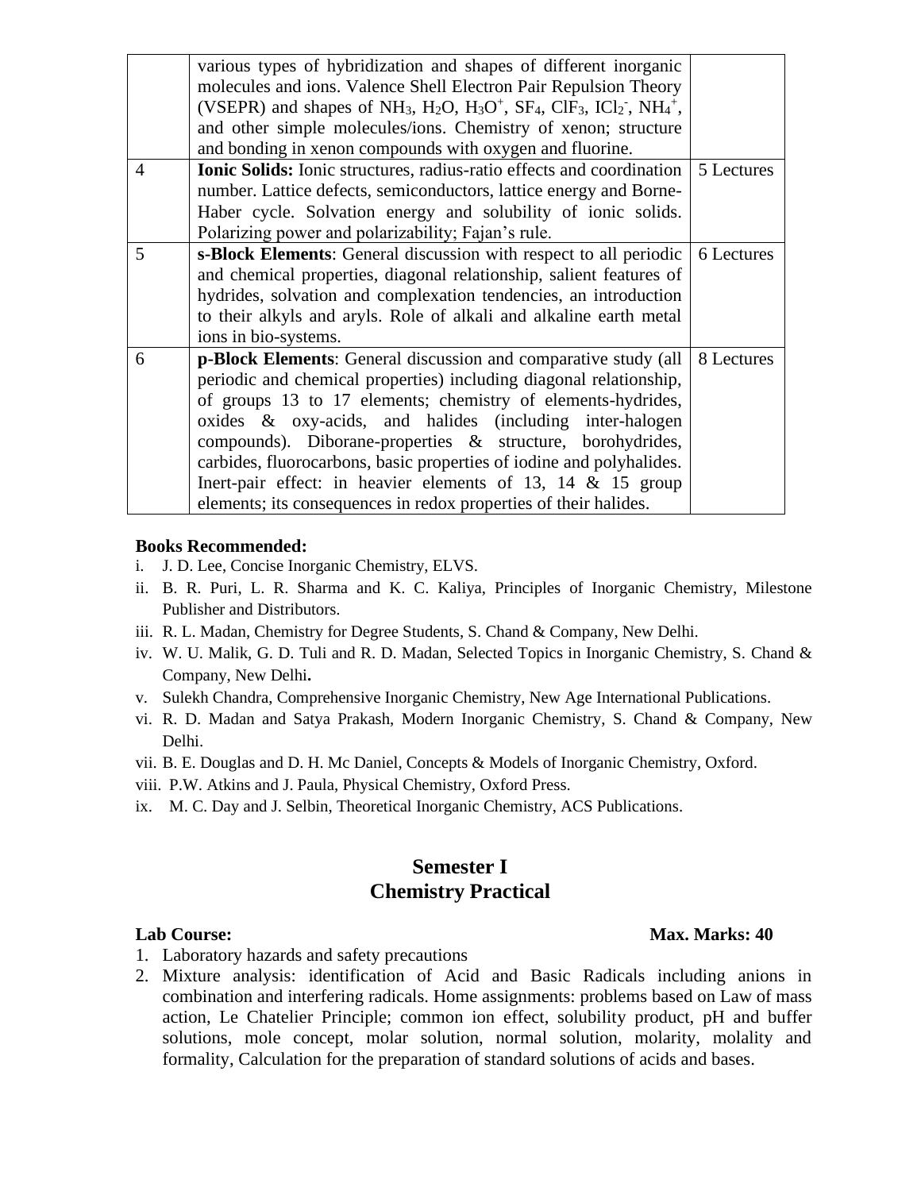| | | |
|---|---|---|
| | various types of hybridization and shapes of different inorganic molecules and ions. Valence Shell Electron Pair Repulsion Theory (VSEPR) and shapes of $NH_3$, $H_2O$, $H_3O^+$, $SF_4$, $ClF_3$, $ICl_2^-$, $NH_4^+$, and other simple molecules/ions. Chemistry of xenon; structure and bonding in xenon compounds with oxygen and fluorine. | |
| 4 | **Ionic Solids:** Ionic structures, radius-ratio effects and coordination number. Lattice defects, semiconductors, lattice energy and Borne-Haber cycle. Solvation energy and solubility of ionic solids. Polarizing power and polarizability; Fajan's rule. | 5 Lectures |
| 5 | **s-Block Elements**: General discussion with respect to all periodic and chemical properties, diagonal relationship, salient features of hydrides, solvation and complexation tendencies, an introduction to their alkyls and aryls. Role of alkali and alkaline earth metal ions in bio-systems. | 6 Lectures |
| 6 | **p-Block Elements**: General discussion and comparative study (all periodic and chemical properties) including diagonal relationship, of groups 13 to 17 elements; chemistry of elements-hydrides, oxides & oxy-acids, and halides (including inter-halogen compounds). Diborane-properties & structure, borohydrides, carbides, fluorocarbons, basic properties of iodine and polyhalides. Inert-pair effect: in heavier elements of 13, 14 & 15 group elements; its consequences in redox properties of their halides. | 8 Lectures |

**Books Recommended:**

i. J. D. Lee, Concise Inorganic Chemistry, ELVS.
ii. B. R. Puri, L. R. Sharma and K. C. Kaliya, Principles of Inorganic Chemistry, Milestone Publisher and Distributors.
iii. R. L. Madan, Chemistry for Degree Students, S. Chand & Company, New Delhi.
iv. W. U. Malik, G. D. Tuli and R. D. Madan, Selected Topics in Inorganic Chemistry, S. Chand & Company, New Delhi.
v. Sulekh Chandra, Comprehensive Inorganic Chemistry, New Age International Publications.
vi. R. D. Madan and Satya Prakash, Modern Inorganic Chemistry, S. Chand & Company, New Delhi.
vii. B. E. Douglas and D. H. Mc Daniel, Concepts & Models of Inorganic Chemistry, Oxford.
viii. P.W. Atkins and J. Paula, Physical Chemistry, Oxford Press.
ix. M. C. Day and J. Selbin, Theoretical Inorganic Chemistry, ACS Publications.

## Semester I
## Chemistry Practical

**Lab Course:** **Max. Marks: 40**

1. Laboratory hazards and safety precautions
2. Mixture analysis: identification of Acid and Basic Radicals including anions in combination and interfering radicals. Home assignments: problems based on Law of mass action, Le Chatelier Principle; common ion effect, solubility product, pH and buffer solutions, mole concept, molar solution, normal solution, molarity, molality and formality, Calculation for the preparation of standard solutions of acids and bases.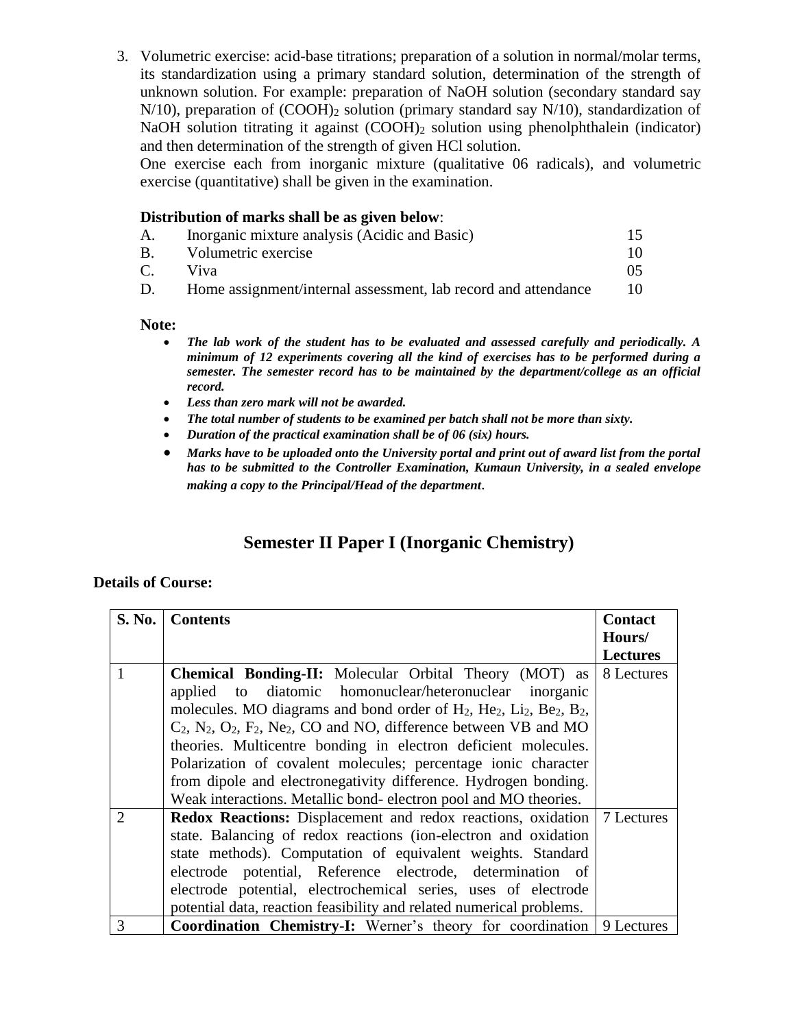3. Volumetric exercise: acid-base titrations; preparation of a solution in normal/molar terms, its standardization using a primary standard solution, determination of the strength of unknown solution. For example: preparation of NaOH solution (secondary standard say N/10), preparation of $(COOH)_2$ solution (primary standard say N/10), standardization of NaOH solution titrating it against $(COOH)_2$ solution using phenolphthalein (indicator) and then determination of the strength of given HCl solution.
   One exercise each from inorganic mixture (qualitative 06 radicals), and volumetric exercise (quantitative) shall be given in the examination.

**Distribution of marks shall be as given below**:

| | | |
|---|---|---|
| A. | Inorganic mixture analysis (Acidic and Basic) | 15 |
| B. | Volumetric exercise | 10 |
| C. | Viva | 05 |
| D. | Home assignment/internal assessment, lab record and attendance | 10 |

**Note:**

- ***The lab work of the student has to be evaluated and assessed carefully and periodically. A minimum of 12 experiments covering all the kind of exercises has to be performed during a semester. The semester record has to be maintained by the department/college as an official record.***
- ***Less than zero mark will not be awarded.***
- ***The total number of students to be examined per batch shall not be more than sixty.***
- ***Duration of the practical examination shall be of 06 (six) hours.***
- ***Marks have to be uploaded onto the University portal and print out of award list from the portal has to be submitted to the Controller Examination, Kumaun University, in a sealed envelope making a copy to the Principal/Head of the department.***

## Semester II Paper I (Inorganic Chemistry)

**Details of Course:**

| S. No. | Contents | Contact Hours/ Lectures |
|---|---|---|
| 1 | **Chemical Bonding-II:** Molecular Orbital Theory (MOT) as applied to diatomic homonuclear/heteronuclear inorganic molecules. MO diagrams and bond order of $H_2$, $He_2$, $Li_2$, $Be_2$, $B_2$, $C_2$, $N_2$, $O_2$, $F_2$, $Ne_2$, CO and NO, difference between VB and MO theories. Multicentre bonding in electron deficient molecules. Polarization of covalent molecules; percentage ionic character from dipole and electronegativity difference. Hydrogen bonding. Weak interactions. Metallic bond- electron pool and MO theories. | 8 Lectures |
| 2 | **Redox Reactions:** Displacement and redox reactions, oxidation state. Balancing of redox reactions (ion-electron and oxidation state methods). Computation of equivalent weights. Standard electrode potential, Reference electrode, determination of electrode potential, electrochemical series, uses of electrode potential data, reaction feasibility and related numerical problems. | 7 Lectures |
| 3 | **Coordination Chemistry-I:** Werner's theory for coordination | 9 Lectures |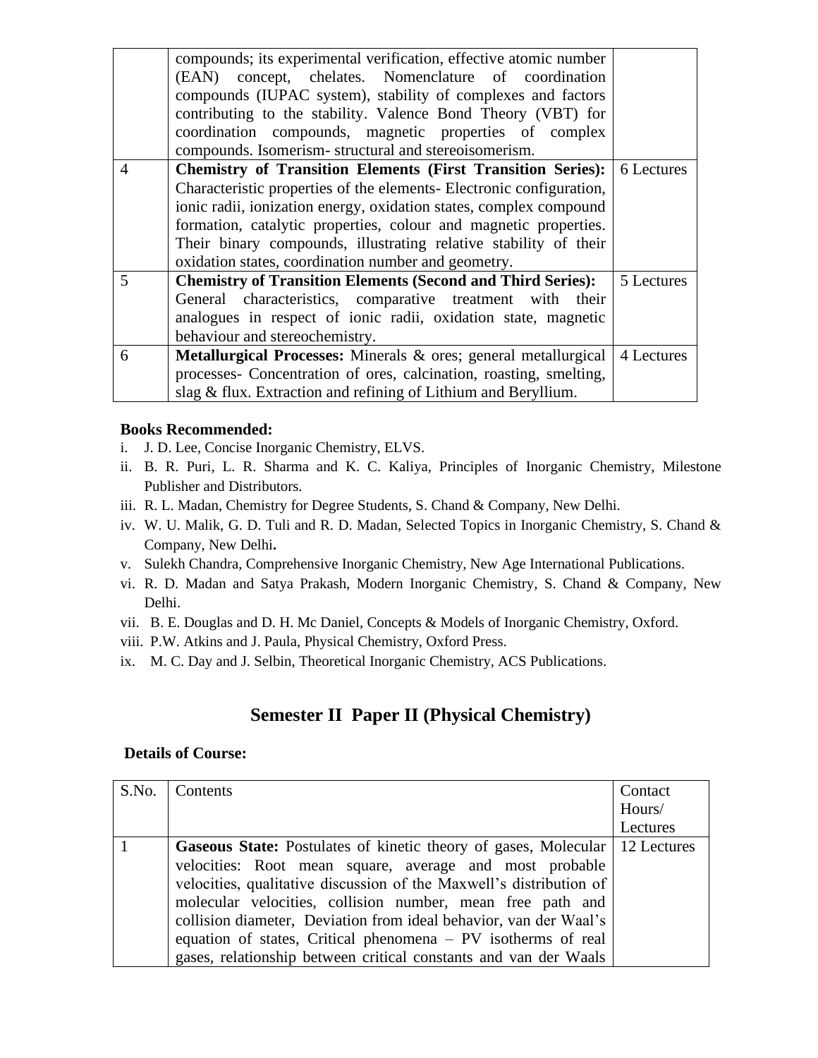|  | compounds; its experimental verification, effective atomic number (EAN) concept, chelates. Nomenclature of coordination compounds (IUPAC system), stability of complexes and factors contributing to the stability. Valence Bond Theory (VBT) for coordination compounds, magnetic properties of complex compounds. Isomerism- structural and stereoisomerism. |  |
|---|---|---|
| 4 | **Chemistry of Transition Elements (First Transition Series):** Characteristic properties of the elements- Electronic configuration, ionic radii, ionization energy, oxidation states, complex compound formation, catalytic properties, colour and magnetic properties. Their binary compounds, illustrating relative stability of their oxidation states, coordination number and geometry. | 6 Lectures |
| 5 | **Chemistry of Transition Elements (Second and Third Series):** General characteristics, comparative treatment with their analogues in respect of ionic radii, oxidation state, magnetic behaviour and stereochemistry. | 5 Lectures |
| 6 | **Metallurgical Processes:** Minerals & ores; general metallurgical processes- Concentration of ores, calcination, roasting, smelting, slag & flux. Extraction and refining of Lithium and Beryllium. | 4 Lectures |

**Books Recommended:**

i. J. D. Lee, Concise Inorganic Chemistry, ELVS.
ii. B. R. Puri, L. R. Sharma and K. C. Kaliya, Principles of Inorganic Chemistry, Milestone Publisher and Distributors.
iii. R. L. Madan, Chemistry for Degree Students, S. Chand & Company, New Delhi.
iv. W. U. Malik, G. D. Tuli and R. D. Madan, Selected Topics in Inorganic Chemistry, S. Chand & Company, New Delhi.
v. Sulekh Chandra, Comprehensive Inorganic Chemistry, New Age International Publications.
vi. R. D. Madan and Satya Prakash, Modern Inorganic Chemistry, S. Chand & Company, New Delhi.
vii. B. E. Douglas and D. H. Mc Daniel, Concepts & Models of Inorganic Chemistry, Oxford.
viii. P.W. Atkins and J. Paula, Physical Chemistry, Oxford Press.
ix. M. C. Day and J. Selbin, Theoretical Inorganic Chemistry, ACS Publications.

## Semester II Paper II (Physical Chemistry)

**Details of Course:**

| S.No. | Contents | Contact Hours/ Lectures |
|---|---|---|
| 1 | **Gaseous State:** Postulates of kinetic theory of gases, Molecular velocities: Root mean square, average and most probable velocities, qualitative discussion of the Maxwell's distribution of molecular velocities, collision number, mean free path and collision diameter, Deviation from ideal behavior, van der Waal's equation of states, Critical phenomena – PV isotherms of real gases, relationship between critical constants and van der Waals | 12 Lectures |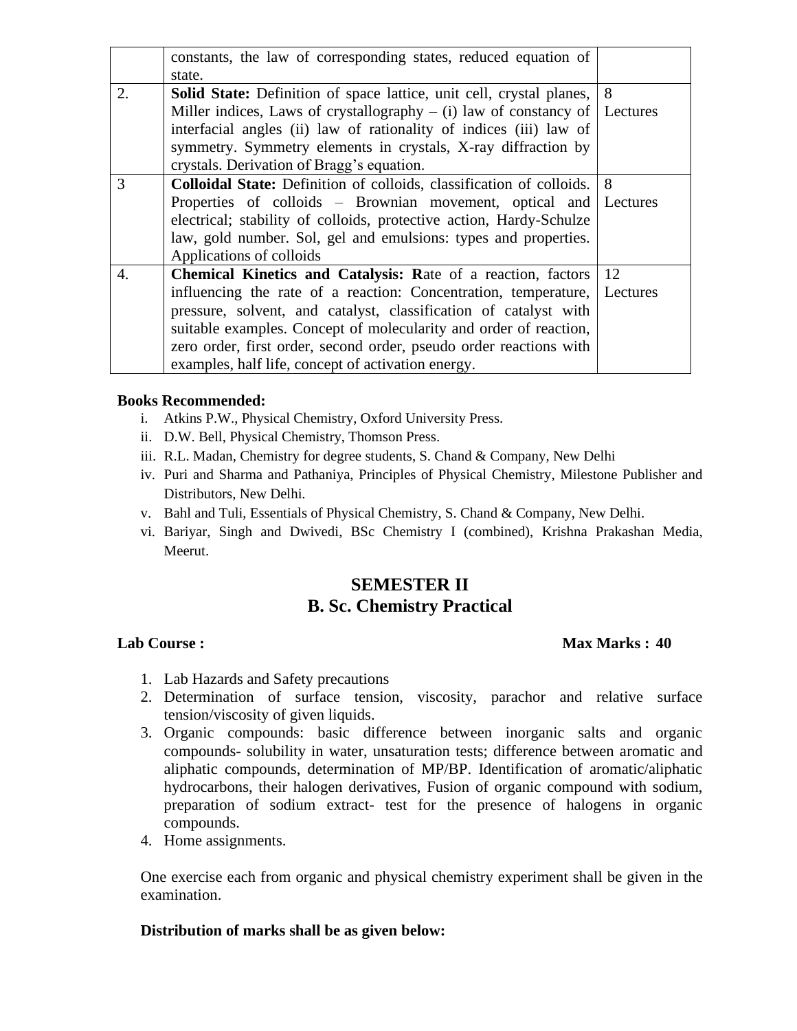|  | constants, the law of corresponding states, reduced equation of state. |  |
|---|---|---|
| 2. | **Solid State:** Definition of space lattice, unit cell, crystal planes, Miller indices, Laws of crystallography – (i) law of constancy of interfacial angles (ii) law of rationality of indices (iii) law of symmetry. Symmetry elements in crystals, X-ray diffraction by crystals. Derivation of Bragg's equation. | 8 Lectures |
| 3 | **Colloidal State:** Definition of colloids, classification of colloids. Properties of colloids – Brownian movement, optical and electrical; stability of colloids, protective action, Hardy-Schulze law, gold number. Sol, gel and emulsions: types and properties. Applications of colloids | 8 Lectures |
| 4. | **Chemical Kinetics and Catalysis: R**ate of a reaction, factors influencing the rate of a reaction: Concentration, temperature, pressure, solvent, and catalyst, classification of catalyst with suitable examples. Concept of molecularity and order of reaction, zero order, first order, second order, pseudo order reactions with examples, half life, concept of activation energy. | 12 Lectures |

**Books Recommended:**

i. Atkins P.W., Physical Chemistry, Oxford University Press.
ii. D.W. Bell, Physical Chemistry, Thomson Press.
iii. R.L. Madan, Chemistry for degree students, S. Chand & Company, New Delhi
iv. Puri and Sharma and Pathaniya, Principles of Physical Chemistry, Milestone Publisher and Distributors, New Delhi.
v. Bahl and Tuli, Essentials of Physical Chemistry, S. Chand & Company, New Delhi.
vi. Bariyar, Singh and Dwivedi, BSc Chemistry I (combined), Krishna Prakashan Media, Meerut.

## SEMESTER II
## B. Sc. Chemistry Practical

**Lab Course :** **Max Marks : 40**

1. Lab Hazards and Safety precautions
2. Determination of surface tension, viscosity, parachor and relative surface tension/viscosity of given liquids.
3. Organic compounds: basic difference between inorganic salts and organic compounds- solubility in water, unsaturation tests; difference between aromatic and aliphatic compounds, determination of MP/BP. Identification of aromatic/aliphatic hydrocarbons, their halogen derivatives, Fusion of organic compound with sodium, preparation of sodium extract- test for the presence of halogens in organic compounds.
4. Home assignments.

One exercise each from organic and physical chemistry experiment shall be given in the examination.

**Distribution of marks shall be as given below:**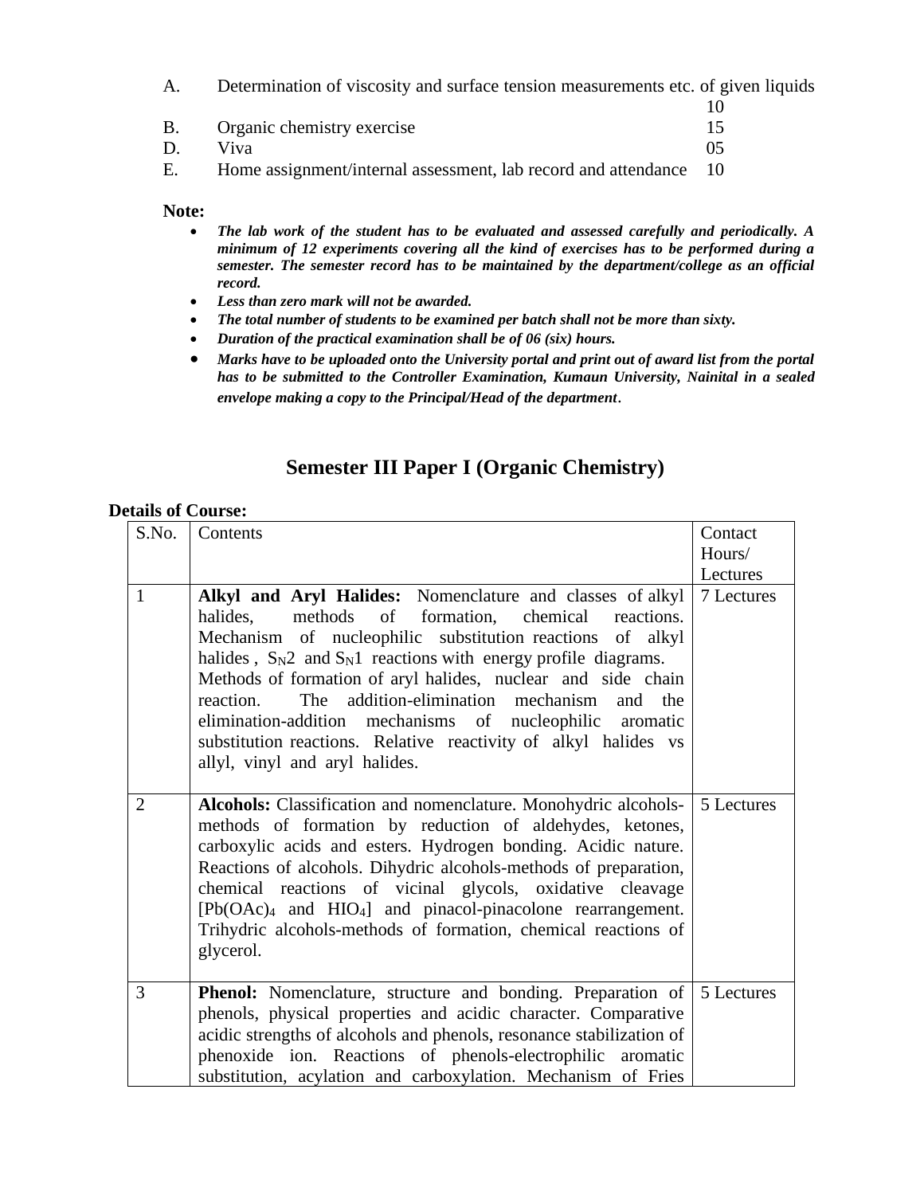A. Determination of viscosity and surface tension measurements etc. of given liquids 10

B. Organic chemistry exercise 15

D. Viva 05

E. Home assignment/internal assessment, lab record and attendance 10

**Note:**

- ***The lab work of the student has to be evaluated and assessed carefully and periodically. A minimum of 12 experiments covering all the kind of exercises has to be performed during a semester. The semester record has to be maintained by the department/college as an official record.***
- ***Less than zero mark will not be awarded.***
- ***The total number of students to be examined per batch shall not be more than sixty.***
- ***Duration of the practical examination shall be of 06 (six) hours.***
- ***Marks have to be uploaded onto the University portal and print out of award list from the portal has to be submitted to the Controller Examination, Kumaun University, Nainital in a sealed envelope making a copy to the Principal/Head of the department.***

## Semester III Paper I (Organic Chemistry)

**Details of Course:**

| S.No. | Contents | Contact Hours/ Lectures |
|---|---|---|
| 1 | **Alkyl and Aryl Halides:** Nomenclature and classes of alkyl halides, methods of formation, chemical reactions. Mechanism of nucleophilic substitution reactions of alkyl halides , $S_N2$ and $S_N1$ reactions with energy profile diagrams. Methods of formation of aryl halides, nuclear and side chain reaction. The addition-elimination mechanism and the elimination-addition mechanisms of nucleophilic aromatic substitution reactions. Relative reactivity of alkyl halides vs allyl, vinyl and aryl halides. | 7 Lectures |
| 2 | **Alcohols:** Classification and nomenclature. Monohydric alcohols-methods of formation by reduction of aldehydes, ketones, carboxylic acids and esters. Hydrogen bonding. Acidic nature. Reactions of alcohols. Dihydric alcohols-methods of preparation, chemical reactions of vicinal glycols, oxidative cleavage [$Pb(OAc)_4$ and $HIO_4$] and pinacol-pinacolone rearrangement. Trihydric alcohols-methods of formation, chemical reactions of glycerol. | 5 Lectures |
| 3 | **Phenol:** Nomenclature, structure and bonding. Preparation of phenols, physical properties and acidic character. Comparative acidic strengths of alcohols and phenols, resonance stabilization of phenoxide ion. Reactions of phenols-electrophilic aromatic substitution, acylation and carboxylation. Mechanism of Fries | 5 Lectures |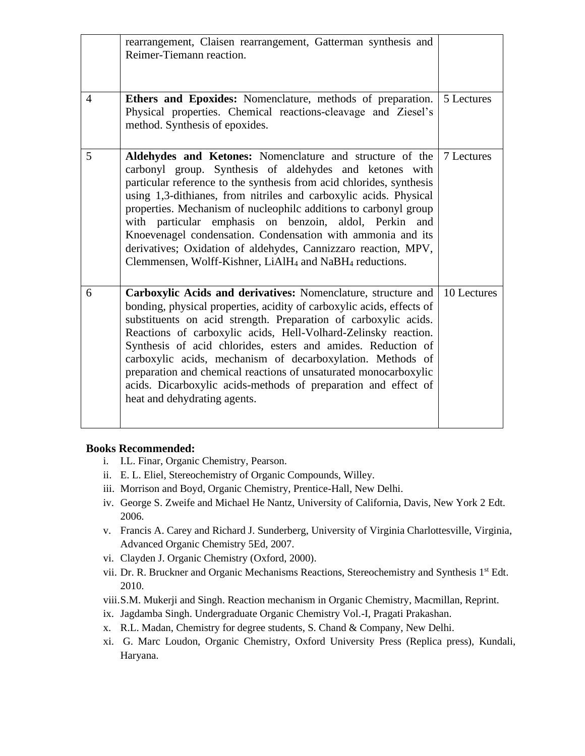|   |   |   |
|---|---|---|
|   | rearrangement, Claisen rearrangement, Gatterman synthesis and Reimer-Tiemann reaction. |   |
| 4 | **Ethers and Epoxides:** Nomenclature, methods of preparation. Physical properties. Chemical reactions-cleavage and Ziesel's method. Synthesis of epoxides. | 5 Lectures |
| 5 | **Aldehydes and Ketones:** Nomenclature and structure of the carbonyl group. Synthesis of aldehydes and ketones with particular reference to the synthesis from acid chlorides, synthesis using 1,3-dithianes, from nitriles and carboxylic acids. Physical properties. Mechanism of nucleophilc additions to carbonyl group with particular emphasis on benzoin, aldol, Perkin and Knoevenagel condensation. Condensation with ammonia and its derivatives; Oxidation of aldehydes, Cannizzaro reaction, MPV, Clemmensen, Wolff-Kishner, $LiAlH_4$ and $NaBH_4$ reductions. | 7 Lectures |
| 6 | **Carboxylic Acids and derivatives:** Nomenclature, structure and bonding, physical properties, acidity of carboxylic acids, effects of substituents on acid strength. Preparation of carboxylic acids. Reactions of carboxylic acids, Hell-Volhard-Zelinsky reaction. Synthesis of acid chlorides, esters and amides. Reduction of carboxylic acids, mechanism of decarboxylation. Methods of preparation and chemical reactions of unsaturated monocarboxylic acids. Dicarboxylic acids-methods of preparation and effect of heat and dehydrating agents. | 10 Lectures |

**Books Recommended:**

i. I.L. Finar, Organic Chemistry, Pearson.
ii. E. L. Eliel, Stereochemistry of Organic Compounds, Willey.
iii. Morrison and Boyd, Organic Chemistry, Prentice-Hall, New Delhi.
iv. George S. Zweife and Michael He Nantz, University of California, Davis, New York 2 Edt. 2006.
v. Francis A. Carey and Richard J. Sunderberg, University of Virginia Charlottesville, Virginia, Advanced Organic Chemistry 5Ed, 2007.
vi. Clayden J. Organic Chemistry (Oxford, 2000).
vii. Dr. R. Bruckner and Organic Mechanisms Reactions, Stereochemistry and Synthesis 1st Edt. 2010.
viii. S.M. Mukerji and Singh. Reaction mechanism in Organic Chemistry, Macmillan, Reprint.
ix. Jagdamba Singh. Undergraduate Organic Chemistry Vol.-I, Pragati Prakashan.
x. R.L. Madan, Chemistry for degree students, S. Chand & Company, New Delhi.
xi. G. Marc Loudon, Organic Chemistry, Oxford University Press (Replica press), Kundali, Haryana.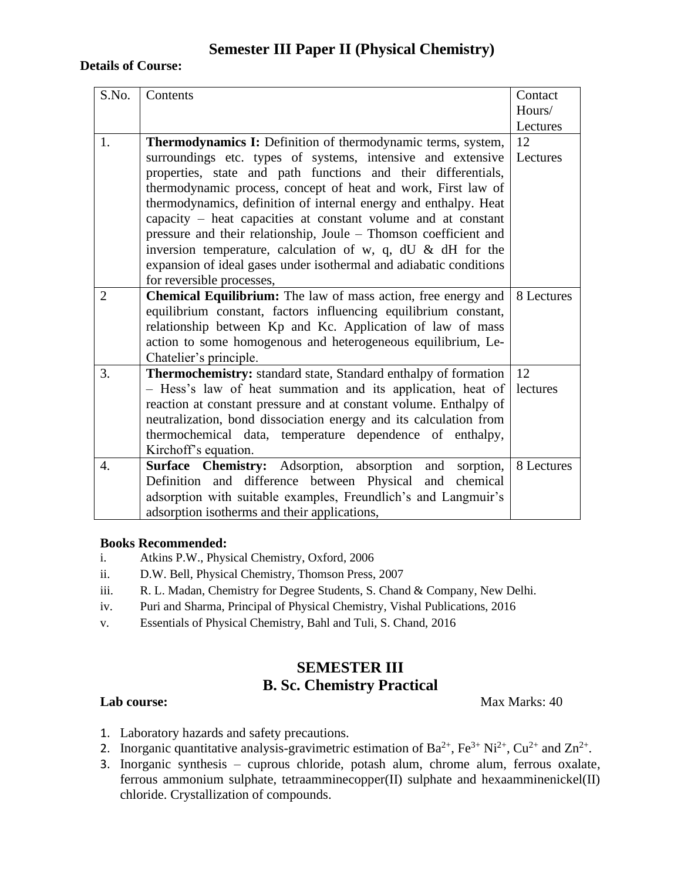## Semester III Paper II (Physical Chemistry)

**Details of Course:**

| S.No. | Contents | Contact Hours/ Lectures |
|---|---|---|
| 1. | **Thermodynamics I:** Definition of thermodynamic terms, system, surroundings etc. types of systems, intensive and extensive properties, state and path functions and their differentials, thermodynamic process, concept of heat and work, First law of thermodynamics, definition of internal energy and enthalpy. Heat capacity – heat capacities at constant volume and at constant pressure and their relationship, Joule – Thomson coefficient and inversion temperature, calculation of w, q, dU & dH for the expansion of ideal gases under isothermal and adiabatic conditions for reversible processes, | 12 Lectures |
| 2 | **Chemical Equilibrium:** The law of mass action, free energy and equilibrium constant, factors influencing equilibrium constant, relationship between Kp and Kc. Application of law of mass action to some homogenous and heterogeneous equilibrium, Le-Chatelier's principle. | 8 Lectures |
| 3. | **Thermochemistry:** standard state, Standard enthalpy of formation – Hess's law of heat summation and its application, heat of reaction at constant pressure and at constant volume. Enthalpy of neutralization, bond dissociation energy and its calculation from thermochemical data, temperature dependence of enthalpy, Kirchoff's equation. | 12 lectures |
| 4. | **Surface Chemistry:** Adsorption, absorption and sorption, Definition and difference between Physical and chemical adsorption with suitable examples, Freundlich's and Langmuir's adsorption isotherms and their applications, | 8 Lectures |

**Books Recommended:**

i. Atkins P.W., Physical Chemistry, Oxford, 2006

ii. D.W. Bell, Physical Chemistry, Thomson Press, 2007

iii. R. L. Madan, Chemistry for Degree Students, S. Chand & Company, New Delhi.

iv. Puri and Sharma, Principal of Physical Chemistry, Vishal Publications, 2016

v. Essentials of Physical Chemistry, Bahl and Tuli, S. Chand, 2016

## SEMESTER III
## B. Sc. Chemistry Practical

**Lab course:** Max Marks: 40

1. Laboratory hazards and safety precautions.
2. Inorganic quantitative analysis-gravimetric estimation of $Ba^{2+}$, $Fe^{3+}$ $Ni^{2+}$, $Cu^{2+}$ and $Zn^{2+}$.
3. Inorganic synthesis – cuprous chloride, potash alum, chrome alum, ferrous oxalate, ferrous ammonium sulphate, tetraamminecopper(II) sulphate and hexaamminenickel(II) chloride. Crystallization of compounds.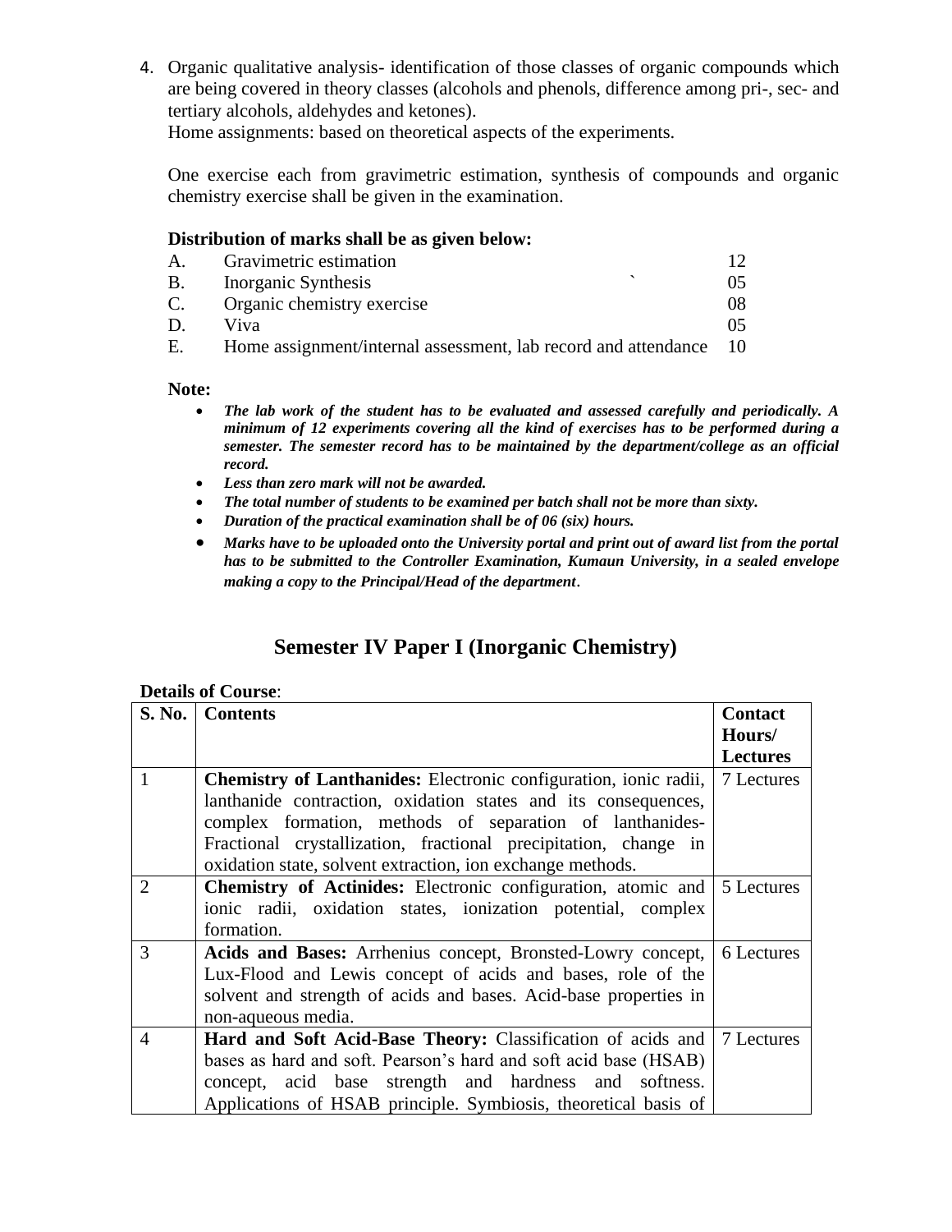4. Organic qualitative analysis- identification of those classes of organic compounds which are being covered in theory classes (alcohols and phenols, difference among pri-, sec- and tertiary alcohols, aldehydes and ketones).
   Home assignments: based on theoretical aspects of the experiments.

   One exercise each from gravimetric estimation, synthesis of compounds and organic chemistry exercise shall be given in the examination.

**Distribution of marks shall be as given below:**

| | | |
|---|---|---|
| A. | Gravimetric estimation | 12 |
| B. | Inorganic Synthesis ` | 05 |
| C. | Organic chemistry exercise | 08 |
| D. | Viva | 05 |
| E. | Home assignment/internal assessment, lab record and attendance | 10 |

**Note:**

- ***The lab work of the student has to be evaluated and assessed carefully and periodically. A minimum of 12 experiments covering all the kind of exercises has to be performed during a semester. The semester record has to be maintained by the department/college as an official record.***
- ***Less than zero mark will not be awarded.***
- ***The total number of students to be examined per batch shall not be more than sixty.***
- ***Duration of the practical examination shall be of 06 (six) hours.***
- ***Marks have to be uploaded onto the University portal and print out of award list from the portal has to be submitted to the Controller Examination, Kumaun University, in a sealed envelope making a copy to the Principal/Head of the department.***

## Semester IV Paper I (Inorganic Chemistry)

**Details of Course**:

| S. No. | Contents | Contact Hours/ Lectures |
|---|---|---|
| 1 | **Chemistry of Lanthanides:** Electronic configuration, ionic radii, lanthanide contraction, oxidation states and its consequences, complex formation, methods of separation of lanthanides- Fractional crystallization, fractional precipitation, change in oxidation state, solvent extraction, ion exchange methods. | 7 Lectures |
| 2 | **Chemistry of Actinides:** Electronic configuration, atomic and ionic radii, oxidation states, ionization potential, complex formation. | 5 Lectures |
| 3 | **Acids and Bases:** Arrhenius concept, Bronsted-Lowry concept, Lux-Flood and Lewis concept of acids and bases, role of the solvent and strength of acids and bases. Acid-base properties in non-aqueous media. | 6 Lectures |
| 4 | **Hard and Soft Acid-Base Theory:** Classification of acids and bases as hard and soft. Pearson's hard and soft acid base (HSAB) concept, acid base strength and hardness and softness. Applications of HSAB principle. Symbiosis, theoretical basis of | 7 Lectures |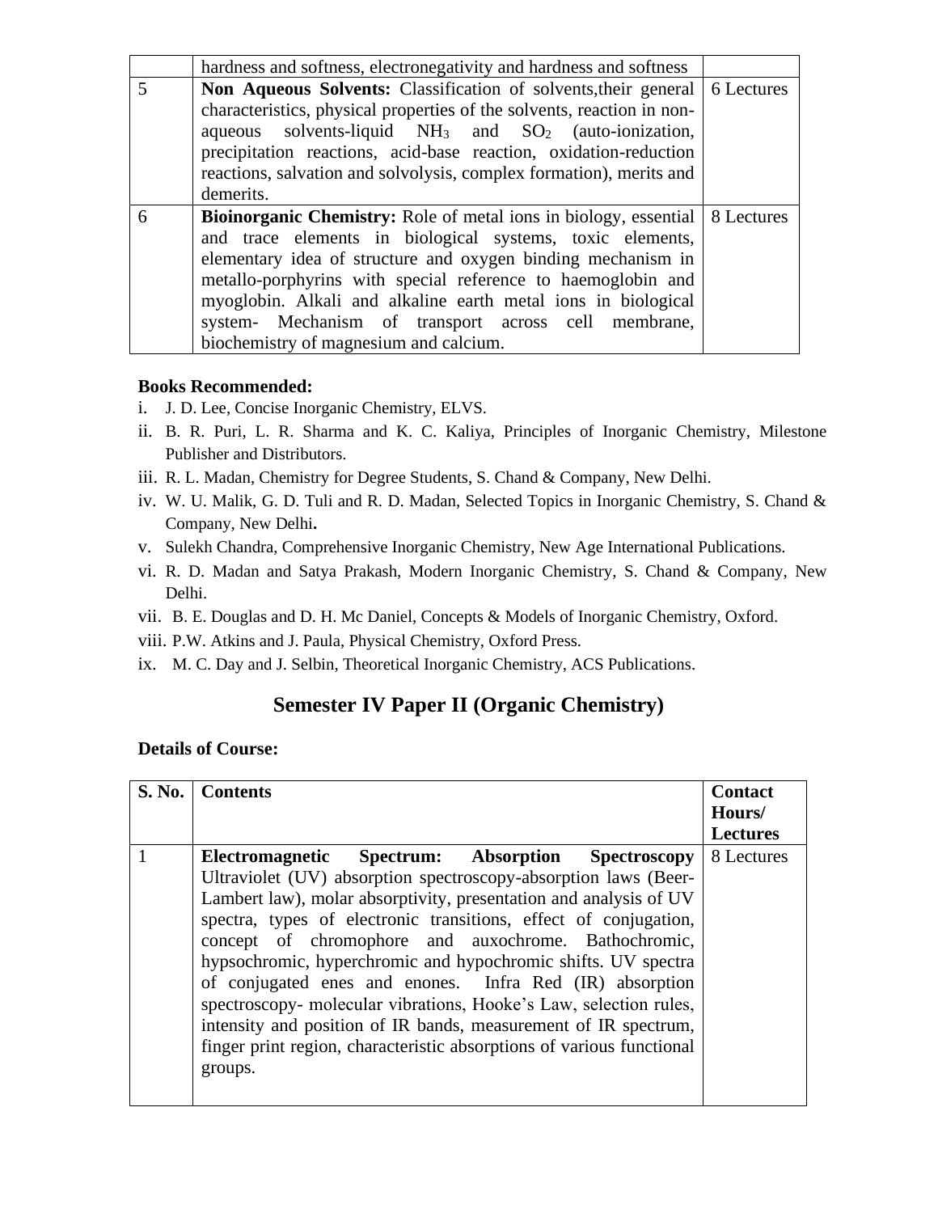|  | hardness and softness, electronegativity and hardness and softness |  |
|---|---|---|
| 5 | **Non Aqueous Solvents:** Classification of solvents,their general characteristics, physical properties of the solvents, reaction in non-aqueous solvents-liquid $NH_3$ and $SO_2$ (auto-ionization, precipitation reactions, acid-base reaction, oxidation-reduction reactions, salvation and solvolysis, complex formation), merits and demerits. | 6 Lectures |
| 6 | **Bioinorganic Chemistry:** Role of metal ions in biology, essential and trace elements in biological systems, toxic elements, elementary idea of structure and oxygen binding mechanism in metallo-porphyrins with special reference to haemoglobin and myoglobin. Alkali and alkaline earth metal ions in biological system- Mechanism of transport across cell membrane, biochemistry of magnesium and calcium. | 8 Lectures |

**Books Recommended:**

i. J. D. Lee, Concise Inorganic Chemistry, ELVS.
ii. B. R. Puri, L. R. Sharma and K. C. Kaliya, Principles of Inorganic Chemistry, Milestone Publisher and Distributors.
iii. R. L. Madan, Chemistry for Degree Students, S. Chand & Company, New Delhi.
iv. W. U. Malik, G. D. Tuli and R. D. Madan, Selected Topics in Inorganic Chemistry, S. Chand & Company, New Delhi**.**
v. Sulekh Chandra, Comprehensive Inorganic Chemistry, New Age International Publications.
vi. R. D. Madan and Satya Prakash, Modern Inorganic Chemistry, S. Chand & Company, New Delhi.
vii. B. E. Douglas and D. H. Mc Daniel, Concepts & Models of Inorganic Chemistry, Oxford.
viii. P.W. Atkins and J. Paula, Physical Chemistry, Oxford Press.
ix. M. C. Day and J. Selbin, Theoretical Inorganic Chemistry, ACS Publications.

## Semester IV Paper II (Organic Chemistry)

**Details of Course:**

| S. No. | Contents | Contact Hours/ Lectures |
|---|---|---|
| 1 | **Electromagnetic Spectrum: Absorption Spectroscopy** Ultraviolet (UV) absorption spectroscopy-absorption laws (Beer-Lambert law), molar absorptivity, presentation and analysis of UV spectra, types of electronic transitions, effect of conjugation, concept of chromophore and auxochrome. Bathochromic, hypsochromic, hyperchromic and hypochromic shifts. UV spectra of conjugated enes and enones. Infra Red (IR) absorption spectroscopy- molecular vibrations, Hooke's Law, selection rules, intensity and position of IR bands, measurement of IR spectrum, finger print region, characteristic absorptions of various functional groups. | 8 Lectures |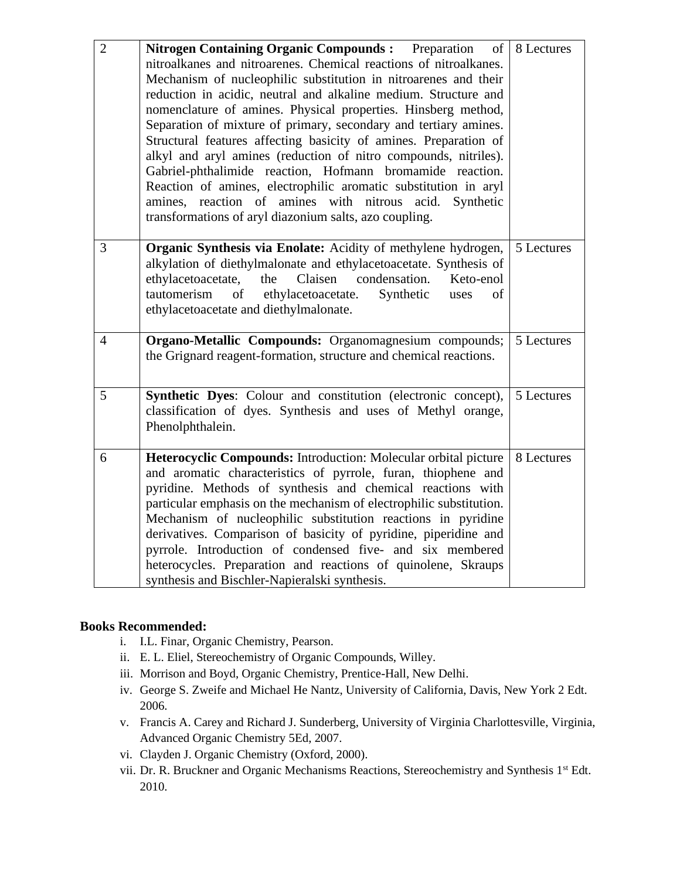| 2 | **Nitrogen Containing Organic Compounds :** Preparation of nitroalkanes and nitroarenes. Chemical reactions of nitroalkanes. Mechanism of nucleophilic substitution in nitroarenes and their reduction in acidic, neutral and alkaline medium. Structure and nomenclature of amines. Physical properties. Hinsberg method, Separation of mixture of primary, secondary and tertiary amines. Structural features affecting basicity of amines. Preparation of alkyl and aryl amines (reduction of nitro compounds, nitriles). Gabriel-phthalimide reaction, Hofmann bromamide reaction. Reaction of amines, electrophilic aromatic substitution in aryl amines, reaction of amines with nitrous acid. Synthetic transformations of aryl diazonium salts, azo coupling. | 8 Lectures |
|---|---|---|
| 3 | **Organic Synthesis via Enolate:** Acidity of methylene hydrogen, alkylation of diethylmalonate and ethylacetoacetate. Synthesis of ethylacetoacetate, the Claisen condensation. Keto-enol tautomerism of ethylacetoacetate. Synthetic uses of ethylacetoacetate and diethylmalonate. | 5 Lectures |
| 4 | **Organo-Metallic Compounds:** Organomagnesium compounds; the Grignard reagent-formation, structure and chemical reactions. | 5 Lectures |
| 5 | **Synthetic Dyes**: Colour and constitution (electronic concept), classification of dyes. Synthesis and uses of Methyl orange, Phenolphthalein. | 5 Lectures |
| 6 | **Heterocyclic Compounds:** Introduction: Molecular orbital picture and aromatic characteristics of pyrrole, furan, thiophene and pyridine. Methods of synthesis and chemical reactions with particular emphasis on the mechanism of electrophilic substitution. Mechanism of nucleophilic substitution reactions in pyridine derivatives. Comparison of basicity of pyridine, piperidine and pyrrole. Introduction of condensed five- and six membered heterocycles. Preparation and reactions of quinolene, Skraups synthesis and Bischler-Napieralski synthesis. | 8 Lectures |

**Books Recommended:**

i. I.L. Finar, Organic Chemistry, Pearson.
ii. E. L. Eliel, Stereochemistry of Organic Compounds, Willey.
iii. Morrison and Boyd, Organic Chemistry, Prentice-Hall, New Delhi.
iv. George S. Zweife and Michael He Nantz, University of California, Davis, New York 2 Edt. 2006.
v. Francis A. Carey and Richard J. Sunderberg, University of Virginia Charlottesville, Virginia, Advanced Organic Chemistry 5Ed, 2007.
vi. Clayden J. Organic Chemistry (Oxford, 2000).
vii. Dr. R. Bruckner and Organic Mechanisms Reactions, Stereochemistry and Synthesis 1st Edt. 2010.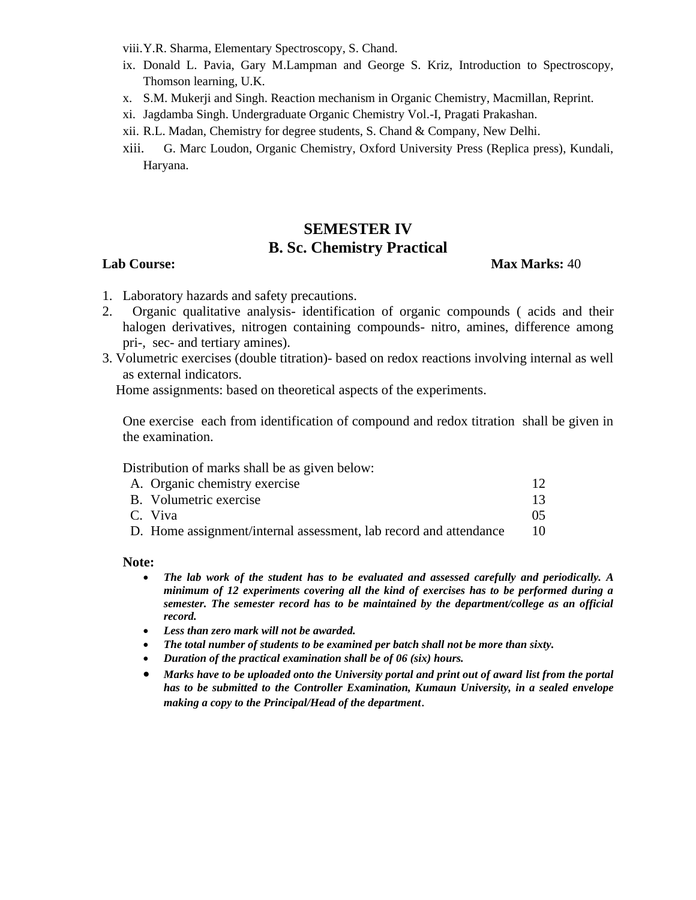viii. Y.R. Sharma, Elementary Spectroscopy, S. Chand.

ix. Donald L. Pavia, Gary M.Lampman and George S. Kriz, Introduction to Spectroscopy, Thomson learning, U.K.

x. S.M. Mukerji and Singh. Reaction mechanism in Organic Chemistry, Macmillan, Reprint.

xi. Jagdamba Singh. Undergraduate Organic Chemistry Vol.-I, Pragati Prakashan.

xii. R.L. Madan, Chemistry for degree students, S. Chand & Company, New Delhi.

xiii. G. Marc Loudon, Organic Chemistry, Oxford University Press (Replica press), Kundali, Haryana.

## SEMESTER IV
## B. Sc. Chemistry Practical

**Lab Course:** **Max Marks:** 40

1. Laboratory hazards and safety precautions.
2. Organic qualitative analysis- identification of organic compounds ( acids and their halogen derivatives, nitrogen containing compounds- nitro, amines, difference among pri-, sec- and tertiary amines).
3. Volumetric exercises (double titration)- based on redox reactions involving internal as well as external indicators.

Home assignments: based on theoretical aspects of the experiments.

One exercise each from identification of compound and redox titration shall be given in the examination.

Distribution of marks shall be as given below:

| | |
|---|---|
| A. Organic chemistry exercise | 12 |
| B. Volumetric exercise | 13 |
| C. Viva | 05 |
| D. Home assignment/internal assessment, lab record and attendance | 10 |

**Note:**

- ***The lab work of the student has to be evaluated and assessed carefully and periodically. A minimum of 12 experiments covering all the kind of exercises has to be performed during a semester. The semester record has to be maintained by the department/college as an official record.***
- ***Less than zero mark will not be awarded.***
- ***The total number of students to be examined per batch shall not be more than sixty.***
- ***Duration of the practical examination shall be of 06 (six) hours.***
- ***Marks have to be uploaded onto the University portal and print out of award list from the portal has to be submitted to the Controller Examination, Kumaun University, in a sealed envelope making a copy to the Principal/Head of the department.***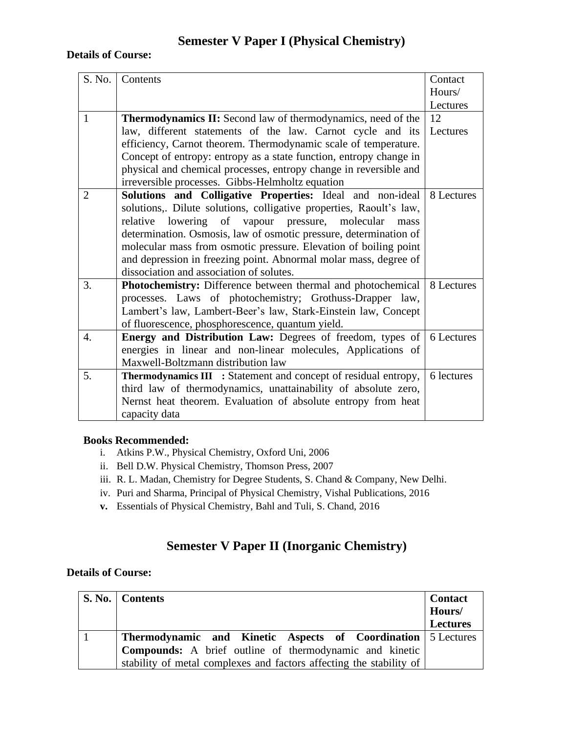# Semester V Paper I (Physical Chemistry)

**Details of Course:**

| S. No. | Contents | Contact Hours/ Lectures |
|---|---|---|
| 1 | **Thermodynamics II:** Second law of thermodynamics, need of the law, different statements of the law. Carnot cycle and its efficiency, Carnot theorem. Thermodynamic scale of temperature. Concept of entropy: entropy as a state function, entropy change in physical and chemical processes, entropy change in reversible and irreversible processes. Gibbs-Helmholtz equation | 12 Lectures |
| 2 | **Solutions and Colligative Properties:** Ideal and non-ideal solutions,. Dilute solutions, colligative properties, Raoult's law, relative lowering of vapour pressure, molecular mass determination. Osmosis, law of osmotic pressure, determination of molecular mass from osmotic pressure. Elevation of boiling point and depression in freezing point. Abnormal molar mass, degree of dissociation and association of solutes. | 8 Lectures |
| 3. | **Photochemistry:** Difference between thermal and photochemical processes. Laws of photochemistry; Grothuss-Drapper law, Lambert's law, Lambert-Beer's law, Stark-Einstein law, Concept of fluorescence, phosphorescence, quantum yield. | 8 Lectures |
| 4. | **Energy and Distribution Law:** Degrees of freedom, types of energies in linear and non-linear molecules, Applications of Maxwell-Boltzmann distribution law | 6 Lectures |
| 5. | **Thermodynamics III :** Statement and concept of residual entropy, third law of thermodynamics, unattainability of absolute zero, Nernst heat theorem. Evaluation of absolute entropy from heat capacity data | 6 lectures |

**Books Recommended:**

i. Atkins P.W., Physical Chemistry, Oxford Uni, 2006
ii. Bell D.W. Physical Chemistry, Thomson Press, 2007
iii. R. L. Madan, Chemistry for Degree Students, S. Chand & Company, New Delhi.
iv. Puri and Sharma, Principal of Physical Chemistry, Vishal Publications, 2016
**v.** Essentials of Physical Chemistry, Bahl and Tuli, S. Chand, 2016

# Semester V Paper II (Inorganic Chemistry)

**Details of Course:**

| **S. No.** | **Contents** | **Contact Hours/ Lectures** |
|---|---|---|
| 1 | **Thermodynamic and Kinetic Aspects of Coordination Compounds:** A brief outline of thermodynamic and kinetic stability of metal complexes and factors affecting the stability of | 5 Lectures |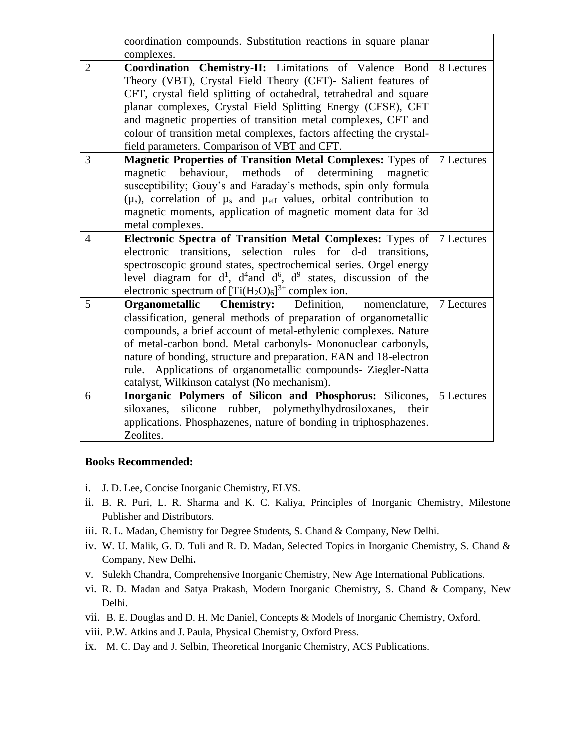| | | |
|---|---|---|
| | coordination compounds. Substitution reactions in square planar complexes. | |
| 2 | **Coordination Chemistry-II:** Limitations of Valence Bond Theory (VBT), Crystal Field Theory (CFT)- Salient features of CFT, crystal field splitting of octahedral, tetrahedral and square planar complexes, Crystal Field Splitting Energy (CFSE), CFT and magnetic properties of transition metal complexes, CFT and colour of transition metal complexes, factors affecting the crystal-field parameters. Comparison of VBT and CFT. | 8 Lectures |
| 3 | **Magnetic Properties of Transition Metal Complexes:** Types of magnetic behaviour, methods of determining magnetic susceptibility; Gouy's and Faraday's methods, spin only formula ($\mu_s$), correlation of $\mu_s$ and $\mu_{eff}$ values, orbital contribution to magnetic moments, application of magnetic moment data for 3d metal complexes. | 7 Lectures |
| 4 | **Electronic Spectra of Transition Metal Complexes:** Types of electronic transitions, selection rules for d-d transitions, spectroscopic ground states, spectrochemical series. Orgel energy level diagram for $d^1$, $d^4$and $d^6$, $d^9$ states, discussion of the electronic spectrum of $[Ti(H_2O)_6]^{3+}$ complex ion. | 7 Lectures |
| 5 | **Organometallic Chemistry:** Definition, nomenclature, classification, general methods of preparation of organometallic compounds, a brief account of metal-ethylenic complexes. Nature of metal-carbon bond. Metal carbonyls- Mononuclear carbonyls, nature of bonding, structure and preparation. EAN and 18-electron rule. Applications of organometallic compounds- Ziegler-Natta catalyst, Wilkinson catalyst (No mechanism). | 7 Lectures |
| 6 | **Inorganic Polymers of Silicon and Phosphorus:** Silicones, siloxanes, silicone rubber, polymethylhydrosiloxanes, their applications. Phosphazenes, nature of bonding in triphosphazenes. Zeolites. | 5 Lectures |

**Books Recommended:**

i. J. D. Lee, Concise Inorganic Chemistry, ELVS.
ii. B. R. Puri, L. R. Sharma and K. C. Kaliya, Principles of Inorganic Chemistry, Milestone Publisher and Distributors.
iii. R. L. Madan, Chemistry for Degree Students, S. Chand & Company, New Delhi.
iv. W. U. Malik, G. D. Tuli and R. D. Madan, Selected Topics in Inorganic Chemistry, S. Chand & Company, New Delhi**.**
v. Sulekh Chandra, Comprehensive Inorganic Chemistry, New Age International Publications.
vi. R. D. Madan and Satya Prakash, Modern Inorganic Chemistry, S. Chand & Company, New Delhi.
vii. B. E. Douglas and D. H. Mc Daniel, Concepts & Models of Inorganic Chemistry, Oxford.
viii. P.W. Atkins and J. Paula, Physical Chemistry, Oxford Press.
ix. M. C. Day and J. Selbin, Theoretical Inorganic Chemistry, ACS Publications.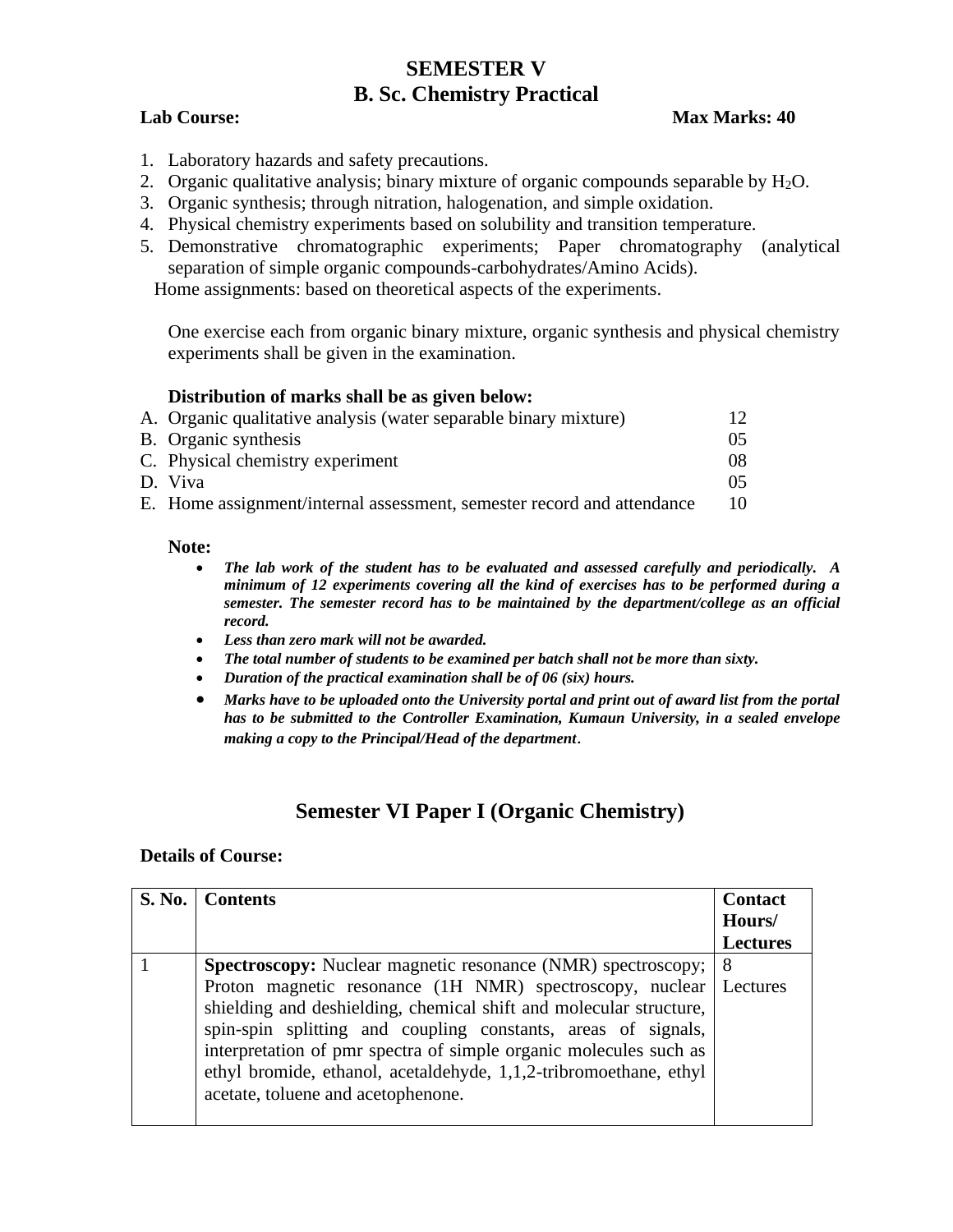# SEMESTER V
## B. Sc. Chemistry Practical

**Lab Course:** **Max Marks: 40**

1. Laboratory hazards and safety precautions.
2. Organic qualitative analysis; binary mixture of organic compounds separable by $H_2O$.
3. Organic synthesis; through nitration, halogenation, and simple oxidation.
4. Physical chemistry experiments based on solubility and transition temperature.
5. Demonstrative chromatographic experiments; Paper chromatography (analytical separation of simple organic compounds-carbohydrates/Amino Acids).

Home assignments: based on theoretical aspects of the experiments.

One exercise each from organic binary mixture, organic synthesis and physical chemistry experiments shall be given in the examination.

**Distribution of marks shall be as given below:**

A. Organic qualitative analysis (water separable binary mixture) 12
B. Organic synthesis 05
C. Physical chemistry experiment 08
D. Viva 05
E. Home assignment/internal assessment, semester record and attendance 10

**Note:**

- ***The lab work of the student has to be evaluated and assessed carefully and periodically. A minimum of 12 experiments covering all the kind of exercises has to be performed during a semester. The semester record has to be maintained by the department/college as an official record.***
- ***Less than zero mark will not be awarded.***
- ***The total number of students to be examined per batch shall not be more than sixty.***
- ***Duration of the practical examination shall be of 06 (six) hours.***
- ***Marks have to be uploaded onto the University portal and print out of award list from the portal has to be submitted to the Controller Examination, Kumaun University, in a sealed envelope making a copy to the Principal/Head of the department.***

## Semester VI Paper I (Organic Chemistry)

**Details of Course:**

| S. No. | Contents | Contact Hours/ Lectures |
|---|---|---|
| 1 | **Spectroscopy:** Nuclear magnetic resonance (NMR) spectroscopy; Proton magnetic resonance (1H NMR) spectroscopy, nuclear shielding and deshielding, chemical shift and molecular structure, spin-spin splitting and coupling constants, areas of signals, interpretation of pmr spectra of simple organic molecules such as ethyl bromide, ethanol, acetaldehyde, 1,1,2-tribromoethane, ethyl acetate, toluene and acetophenone. | 8 Lectures |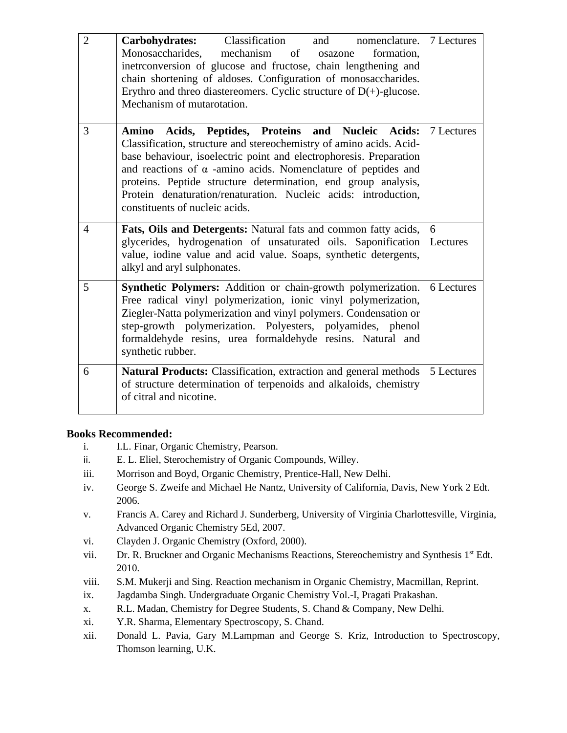| 2 | **Carbohydrates:** Classification and nomenclature. Monosaccharides, mechanism of osazone formation, inetrconversion of glucose and fructose, chain lengthening and chain shortening of aldoses. Configuration of monosaccharides. Erythro and threo diastereomers. Cyclic structure of D(+)-glucose. Mechanism of mutarotation. | 7 Lectures |
|---|---|---|
| 3 | **Amino Acids, Peptides, Proteins and Nucleic Acids:** Classification, structure and stereochemistry of amino acids. Acid-base behaviour, isoelectric point and electrophoresis. Preparation and reactions of α -amino acids. Nomenclature of peptides and proteins. Peptide structure determination, end group analysis, Protein denaturation/renaturation. Nucleic acids: introduction, constituents of nucleic acids. | 7 Lectures |
| 4 | **Fats, Oils and Detergents:** Natural fats and common fatty acids, glycerides, hydrogenation of unsaturated oils. Saponification value, iodine value and acid value. Soaps, synthetic detergents, alkyl and aryl sulphonates. | 6 Lectures |
| 5 | **Synthetic Polymers:** Addition or chain-growth polymerization. Free radical vinyl polymerization, ionic vinyl polymerization, Ziegler-Natta polymerization and vinyl polymers. Condensation or step-growth polymerization. Polyesters, polyamides, phenol formaldehyde resins, urea formaldehyde resins. Natural and synthetic rubber. | 6 Lectures |
| 6 | **Natural Products:** Classification, extraction and general methods of structure determination of terpenoids and alkaloids, chemistry of citral and nicotine. | 5 Lectures |

**Books Recommended:**

i. I.L. Finar, Organic Chemistry, Pearson.
ii. E. L. Eliel, Sterochemistry of Organic Compounds, Willey.
iii. Morrison and Boyd, Organic Chemistry, Prentice-Hall, New Delhi.
iv. George S. Zweife and Michael He Nantz, University of California, Davis, New York 2 Edt. 2006.
v. Francis A. Carey and Richard J. Sunderberg, University of Virginia Charlottesville, Virginia, Advanced Organic Chemistry 5Ed, 2007.
vi. Clayden J. Organic Chemistry (Oxford, 2000).
vii. Dr. R. Bruckner and Organic Mechanisms Reactions, Stereochemistry and Synthesis 1st Edt. 2010.
viii. S.M. Mukerji and Sing. Reaction mechanism in Organic Chemistry, Macmillan, Reprint.
ix. Jagdamba Singh. Undergraduate Organic Chemistry Vol.-I, Pragati Prakashan.
x. R.L. Madan, Chemistry for Degree Students, S. Chand & Company, New Delhi.
xi. Y.R. Sharma, Elementary Spectroscopy, S. Chand.
xii. Donald L. Pavia, Gary M.Lampman and George S. Kriz, Introduction to Spectroscopy, Thomson learning, U.K.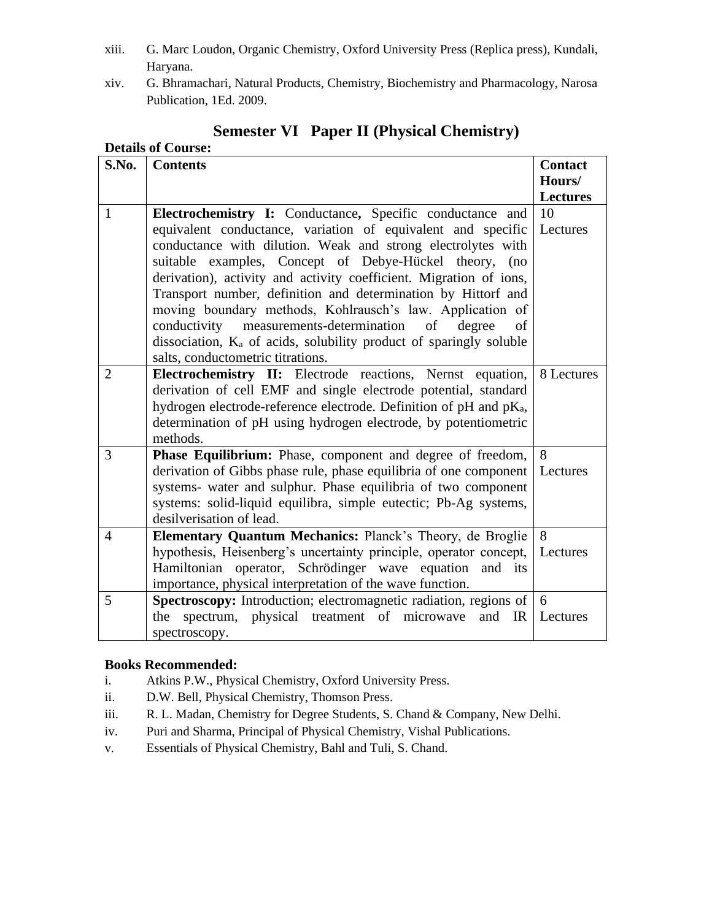xiii. G. Marc Loudon, Organic Chemistry, Oxford University Press (Replica press), Kundali, Haryana.

xiv. G. Bhramachari, Natural Products, Chemistry, Biochemistry and Pharmacology, Narosa Publication, 1Ed. 2009.

## Semester VI Paper II (Physical Chemistry)

**Details of Course:**

| S.No. | Contents | Contact Hours/ Lectures |
|---|---|---|
| 1 | **Electrochemistry I:** Conductance**,** Specific conductance and equivalent conductance, variation of equivalent and specific conductance with dilution. Weak and strong electrolytes with suitable examples, Concept of Debye-Hückel theory, (no derivation), activity and activity coefficient. Migration of ions, Transport number, definition and determination by Hittorf and moving boundary methods, Kohlrausch's law. Application of conductivity measurements-determination of degree of dissociation, $K_a$ of acids, solubility product of sparingly soluble salts, conductometric titrations. | 10 Lectures |
| 2 | **Electrochemistry II:** Electrode reactions, Nernst equation, derivation of cell EMF and single electrode potential, standard hydrogen electrode-reference electrode. Definition of pH and $pK_a$, determination of pH using hydrogen electrode, by potentiometric methods. | 8 Lectures |
| 3 | **Phase Equilibrium:** Phase, component and degree of freedom, derivation of Gibbs phase rule, phase equilibria of one component systems- water and sulphur. Phase equilibria of two component systems: solid-liquid equilibra, simple eutectic; Pb-Ag systems, desilverisation of lead. | 8 Lectures |
| 4 | **Elementary Quantum Mechanics:** Planck's Theory, de Broglie hypothesis, Heisenberg's uncertainty principle, operator concept, Hamiltonian operator, Schrödinger wave equation and its importance, physical interpretation of the wave function. | 8 Lectures |
| 5 | **Spectroscopy:** Introduction; electromagnetic radiation, regions of the spectrum, physical treatment of microwave and IR spectroscopy. | 6 Lectures |

**Books Recommended:**

i. Atkins P.W., Physical Chemistry, Oxford University Press.

ii. D.W. Bell, Physical Chemistry, Thomson Press.

iii. R. L. Madan, Chemistry for Degree Students, S. Chand & Company, New Delhi.

iv. Puri and Sharma, Principal of Physical Chemistry, Vishal Publications.

v. Essentials of Physical Chemistry, Bahl and Tuli, S. Chand.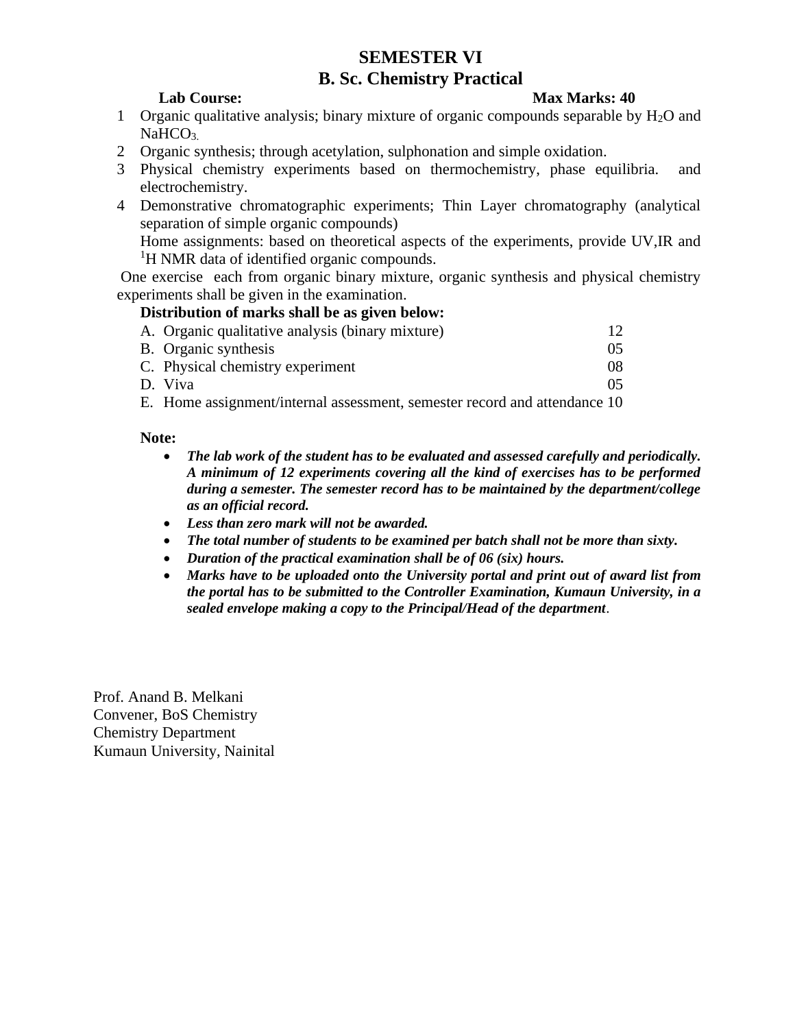# SEMESTER VI

## B. Sc. Chemistry Practical

**Lab Course:** **Max Marks: 40**

1. Organic qualitative analysis; binary mixture of organic compounds separable by $H_2O$ and $NaHCO_3$.
2. Organic synthesis; through acetylation, sulphonation and simple oxidation.
3. Physical chemistry experiments based on thermochemistry, phase equilibria. and electrochemistry.
4. Demonstrative chromatographic experiments; Thin Layer chromatography (analytical separation of simple organic compounds)

   Home assignments: based on theoretical aspects of the experiments, provide UV,IR and $^1H$ NMR data of identified organic compounds.

One exercise each from organic binary mixture, organic synthesis and physical chemistry experiments shall be given in the examination.

**Distribution of marks shall be as given below:**

| | |
|---|---|
| A. Organic qualitative analysis (binary mixture) | 12 |
| B. Organic synthesis | 05 |
| C. Physical chemistry experiment | 08 |
| D. Viva | 05 |
| E. Home assignment/internal assessment, semester record and attendance | 10 |

**Note:**

- ***The lab work of the student has to be evaluated and assessed carefully and periodically. A minimum of 12 experiments covering all the kind of exercises has to be performed during a semester. The semester record has to be maintained by the department/college as an official record.***
- ***Less than zero mark will not be awarded.***
- ***The total number of students to be examined per batch shall not be more than sixty.***
- ***Duration of the practical examination shall be of 06 (six) hours.***
- ***Marks have to be uploaded onto the University portal and print out of award list from the portal has to be submitted to the Controller Examination, Kumaun University, in a sealed envelope making a copy to the Principal/Head of the department.***

Prof. Anand B. Melkani
Convener, BoS Chemistry
Chemistry Department
Kumaun University, Nainital